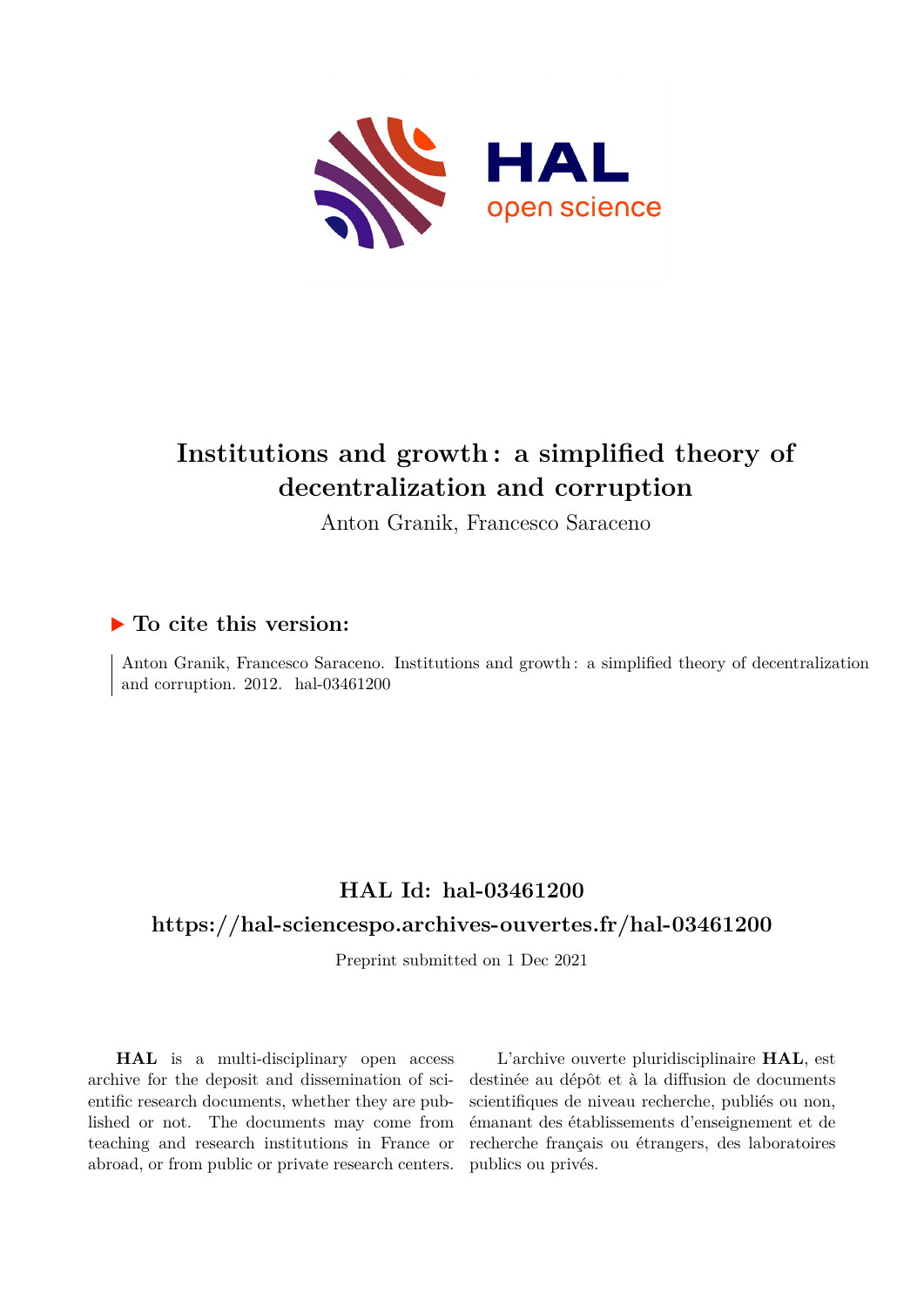# Institutions and growth : a simplified theory of decentralization and corruption

Anton Granik, Francesco Saraceno

## ▶ To cite this version:

Anton Granik, Francesco Saraceno. Institutions and growth : a simplified theory of decentralization and corruption. 2012. hal-03461200

## HAL Id: hal-03461200

## https://hal-sciencespo.archives-ouvertes.fr/hal-03461200

Preprint submitted on 1 Dec 2021

**HAL** is a multi-disciplinary open access archive for the deposit and dissemination of scientific research documents, whether they are published or not. The documents may come from teaching and research institutions in France or abroad, or from public or private research centers.

L'archive ouverte pluridisciplinaire **HAL**, est destinée au dépôt et à la diffusion de documents scientifiques de niveau recherche, publiés ou non, émanant des établissements d'enseignement et de recherche français ou étrangers, des laboratoires publics ou privés.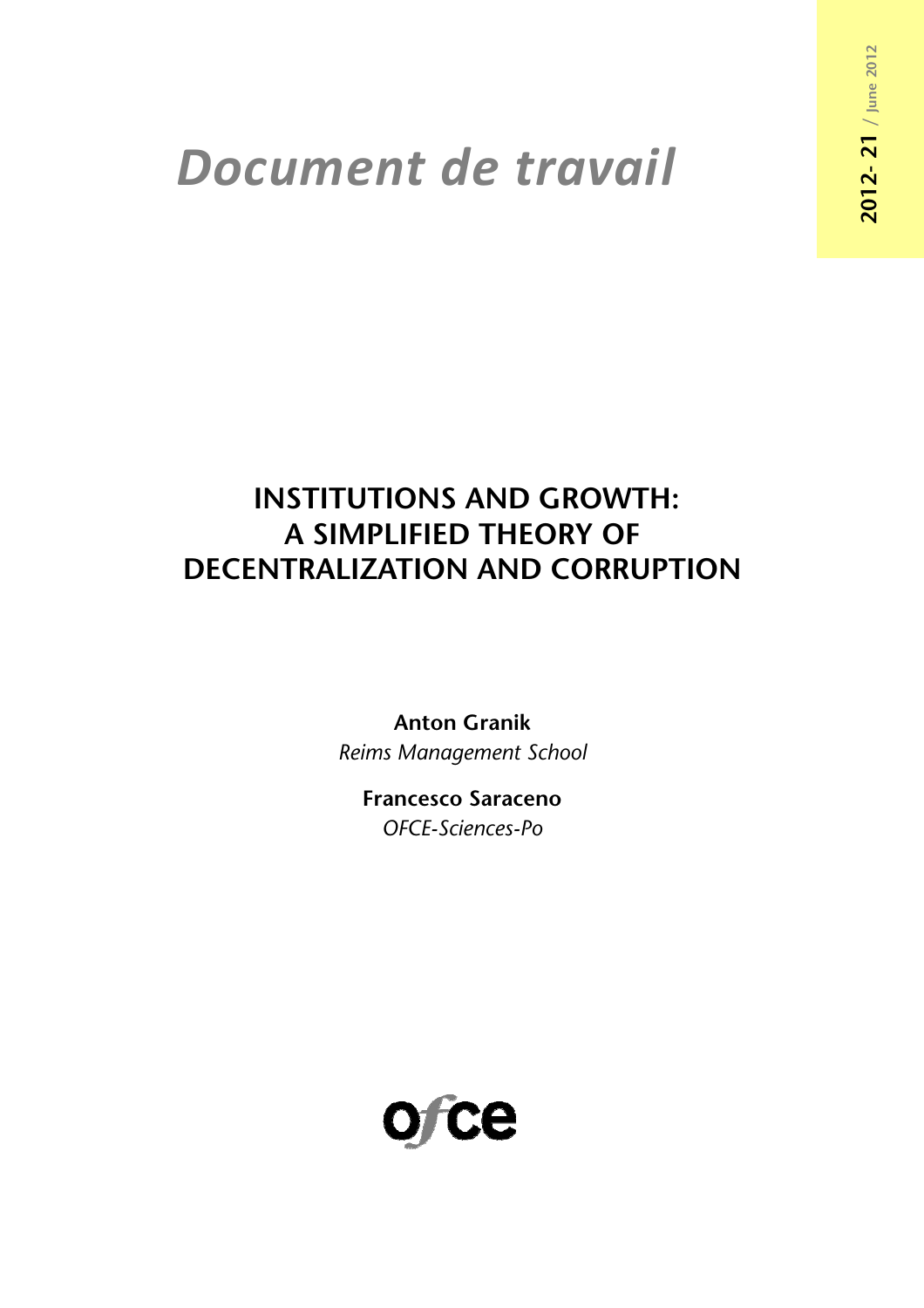# Document de travail

**2012- 21** / June 2012

## INSTITUTIONS AND GROWTH: A SIMPLIFIED THEORY OF DECENTRALIZATION AND CORRUPTION

**Anton Granik**
*Reims Management School*

**Francesco Saraceno**
*OFCE-Sciences-Po*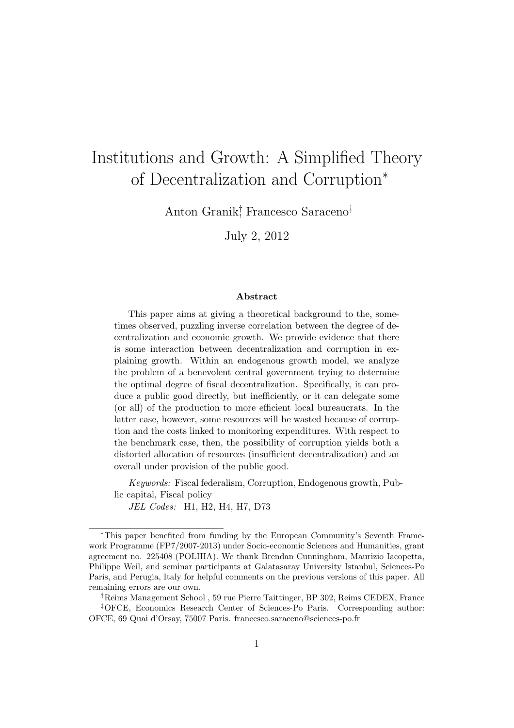# Institutions and Growth: A Simplified Theory of Decentralization and Corruption*

Anton Granik[†], Francesco Saraceno[‡]

July 2, 2012

### Abstract

This paper aims at giving a theoretical background to the, sometimes observed, puzzling inverse correlation between the degree of decentralization and economic growth. We provide evidence that there is some interaction between decentralization and corruption in explaining growth. Within an endogenous growth model, we analyze the problem of a benevolent central government trying to determine the optimal degree of fiscal decentralization. Specifically, it can produce a public good directly, but inefficiently, or it can delegate some (or all) of the production to more efficient local bureaucrats. In the latter case, however, some resources will be wasted because of corruption and the costs linked to monitoring expenditures. With respect to the benchmark case, then, the possibility of corruption yields both a distorted allocation of resources (insufficient decentralization) and an overall under provision of the public good.

*Keywords:* Fiscal federalism, Corruption, Endogenous growth, Public capital, Fiscal policy

*JEL Codes:* H1, H2, H4, H7, D73

---

*This paper benefited from funding by the European Community's Seventh Framework Programme (FP7/2007-2013) under Socio-economic Sciences and Humanities, grant agreement no. 225408 (POLHIA). We thank Brendan Cunningham, Maurizio Iacopetta, Philippe Weil, and seminar participants at Galatasaray University Istanbul, Sciences-Po Paris, and Perugia, Italy for helpful comments on the previous versions of this paper. All remaining errors are our own.

[†]Reims Management School , 59 rue Pierre Taittinger, BP 302, Reims CEDEX, France

[‡]OFCE, Economics Research Center of Sciences-Po Paris. Corresponding author: OFCE, 69 Quai d'Orsay, 75007 Paris. francesco.saraceno@sciences-po.fr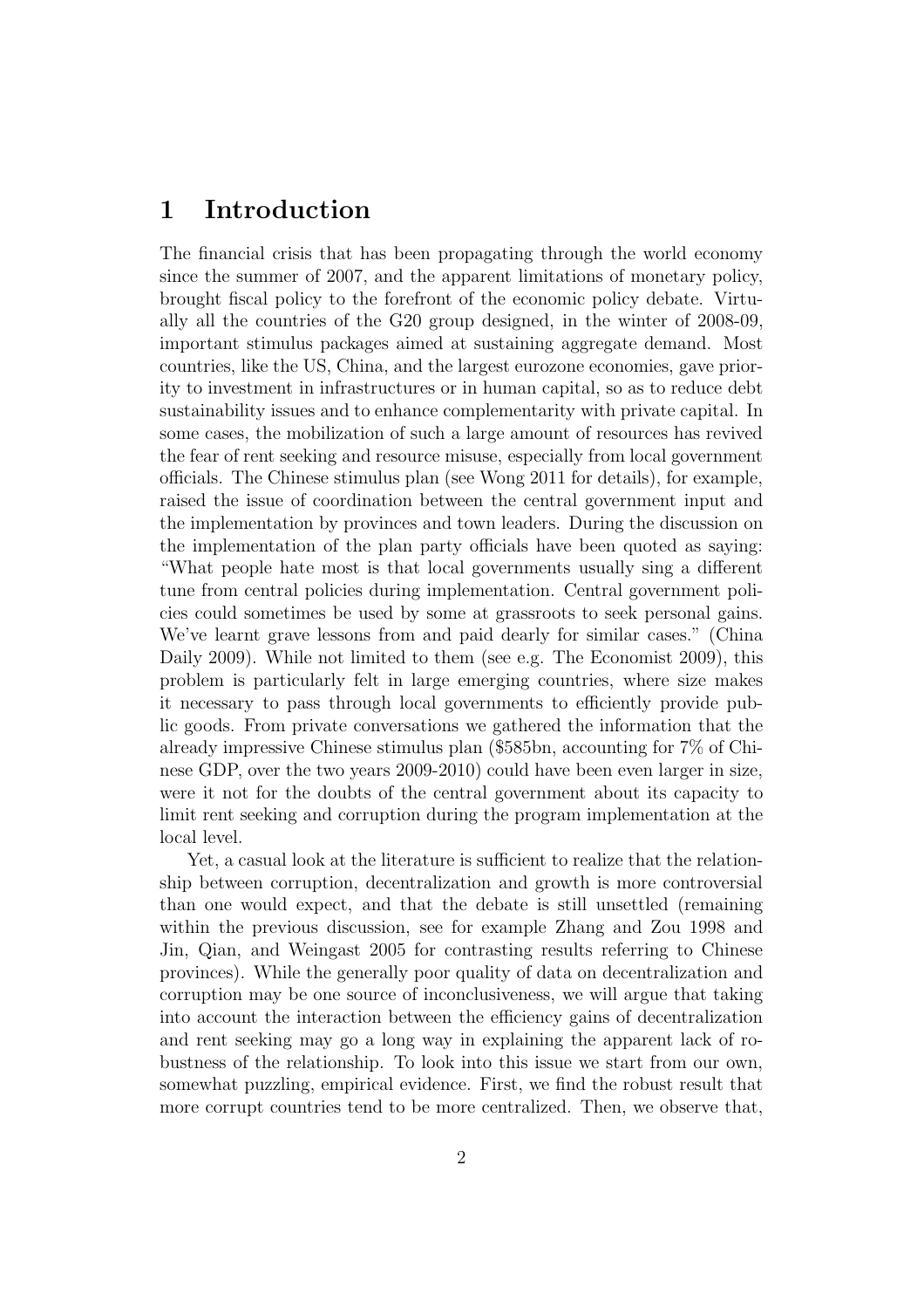# 1 Introduction

The financial crisis that has been propagating through the world economy since the summer of 2007, and the apparent limitations of monetary policy, brought fiscal policy to the forefront of the economic policy debate. Virtually all the countries of the G20 group designed, in the winter of 2008-09, important stimulus packages aimed at sustaining aggregate demand. Most countries, like the US, China, and the largest eurozone economies, gave priority to investment in infrastructures or in human capital, so as to reduce debt sustainability issues and to enhance complementarity with private capital. In some cases, the mobilization of such a large amount of resources has revived the fear of rent seeking and resource misuse, especially from local government officials. The Chinese stimulus plan (see Wong 2011 for details), for example, raised the issue of coordination between the central government input and the implementation by provinces and town leaders. During the discussion on the implementation of the plan party officials have been quoted as saying: "What people hate most is that local governments usually sing a different tune from central policies during implementation. Central government policies could sometimes be used by some at grassroots to seek personal gains. We've learnt grave lessons from and paid dearly for similar cases." (China Daily 2009). While not limited to them (see e.g. The Economist 2009), this problem is particularly felt in large emerging countries, where size makes it necessary to pass through local governments to efficiently provide public goods. From private conversations we gathered the information that the already impressive Chinese stimulus plan (\$585bn, accounting for 7% of Chinese GDP, over the two years 2009-2010) could have been even larger in size, were it not for the doubts of the central government about its capacity to limit rent seeking and corruption during the program implementation at the local level.

Yet, a casual look at the literature is sufficient to realize that the relationship between corruption, decentralization and growth is more controversial than one would expect, and that the debate is still unsettled (remaining within the previous discussion, see for example Zhang and Zou 1998 and Jin, Qian, and Weingast 2005 for contrasting results referring to Chinese provinces). While the generally poor quality of data on decentralization and corruption may be one source of inconclusiveness, we will argue that taking into account the interaction between the efficiency gains of decentralization and rent seeking may go a long way in explaining the apparent lack of robustness of the relationship. To look into this issue we start from our own, somewhat puzzling, empirical evidence. First, we find the robust result that more corrupt countries tend to be more centralized. Then, we observe that,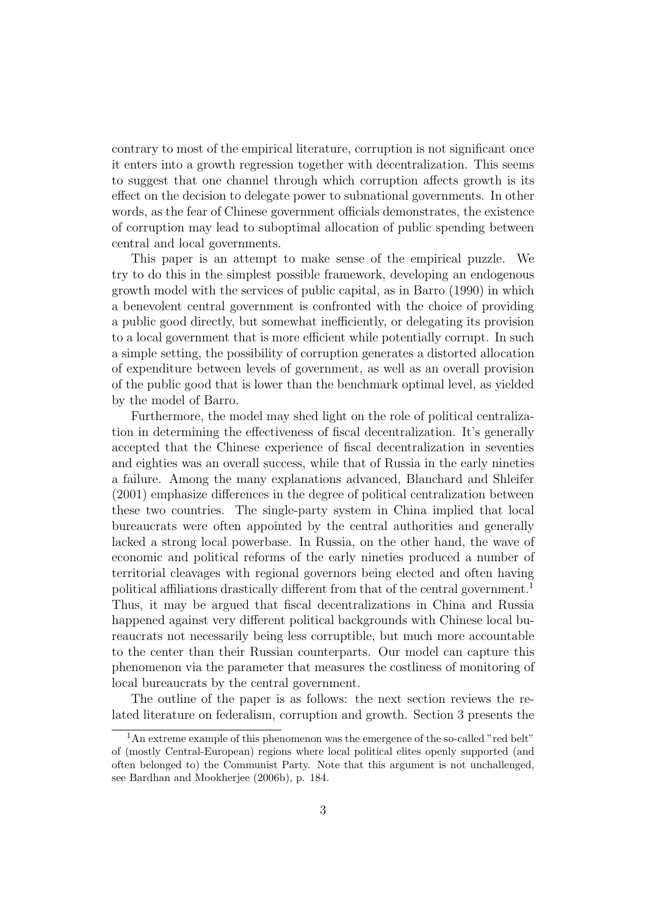contrary to most of the empirical literature, corruption is not significant once it enters into a growth regression together with decentralization. This seems to suggest that one channel through which corruption affects growth is its effect on the decision to delegate power to subnational governments. In other words, as the fear of Chinese government officials demonstrates, the existence of corruption may lead to suboptimal allocation of public spending between central and local governments.

This paper is an attempt to make sense of the empirical puzzle. We try to do this in the simplest possible framework, developing an endogenous growth model with the services of public capital, as in Barro (1990) in which a benevolent central government is confronted with the choice of providing a public good directly, but somewhat inefficiently, or delegating its provision to a local government that is more efficient while potentially corrupt. In such a simple setting, the possibility of corruption generates a distorted allocation of expenditure between levels of government, as well as an overall provision of the public good that is lower than the benchmark optimal level, as yielded by the model of Barro.

Furthermore, the model may shed light on the role of political centralization in determining the effectiveness of fiscal decentralization. It's generally accepted that the Chinese experience of fiscal decentralization in seventies and eighties was an overall success, while that of Russia in the early nineties a failure. Among the many explanations advanced, Blanchard and Shleifer (2001) emphasize differences in the degree of political centralization between these two countries. The single-party system in China implied that local bureaucrats were often appointed by the central authorities and generally lacked a strong local powerbase. In Russia, on the other hand, the wave of economic and political reforms of the early nineties produced a number of territorial cleavages with regional governors being elected and often having political affiliations drastically different from that of the central government.[1] Thus, it may be argued that fiscal decentralizations in China and Russia happened against very different political backgrounds with Chinese local bureaucrats not necessarily being less corruptible, but much more accountable to the center than their Russian counterparts. Our model can capture this phenomenon via the parameter that measures the costliness of monitoring of local bureaucrats by the central government.

The outline of the paper is as follows: the next section reviews the related literature on federalism, corruption and growth. Section 3 presents the

[1] An extreme example of this phenomenon was the emergence of the so-called "red belt" of (mostly Central-European) regions where local political elites openly supported (and often belonged to) the Communist Party. Note that this argument is not unchallenged, see Bardhan and Mookherjee (2006b), p. 184.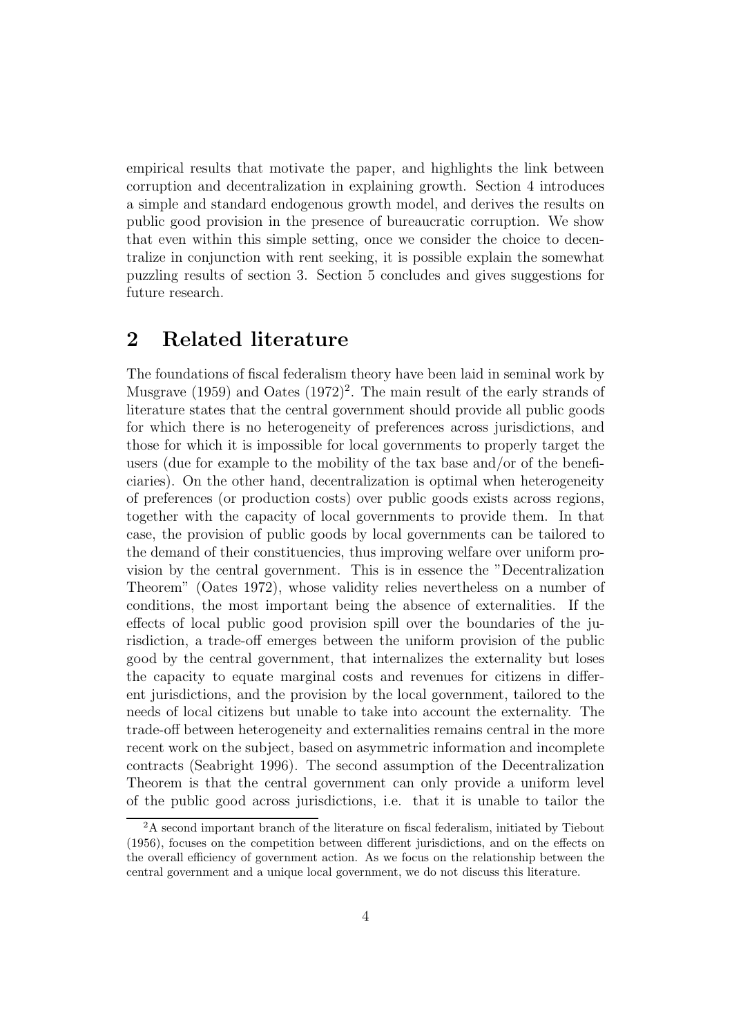empirical results that motivate the paper, and highlights the link between corruption and decentralization in explaining growth. Section 4 introduces a simple and standard endogenous growth model, and derives the results on public good provision in the presence of bureaucratic corruption. We show that even within this simple setting, once we consider the choice to decentralize in conjunction with rent seeking, it is possible explain the somewhat puzzling results of section 3. Section 5 concludes and gives suggestions for future research.

## 2 Related literature

The foundations of fiscal federalism theory have been laid in seminal work by Musgrave (1959) and Oates (1972)[2]. The main result of the early strands of literature states that the central government should provide all public goods for which there is no heterogeneity of preferences across jurisdictions, and those for which it is impossible for local governments to properly target the users (due for example to the mobility of the tax base and/or of the beneficiaries). On the other hand, decentralization is optimal when heterogeneity of preferences (or production costs) over public goods exists across regions, together with the capacity of local governments to provide them. In that case, the provision of public goods by local governments can be tailored to the demand of their constituencies, thus improving welfare over uniform provision by the central government. This is in essence the "Decentralization Theorem" (Oates 1972), whose validity relies nevertheless on a number of conditions, the most important being the absence of externalities. If the effects of local public good provision spill over the boundaries of the jurisdiction, a trade-off emerges between the uniform provision of the public good by the central government, that internalizes the externality but loses the capacity to equate marginal costs and revenues for citizens in different jurisdictions, and the provision by the local government, tailored to the needs of local citizens but unable to take into account the externality. The trade-off between heterogeneity and externalities remains central in the more recent work on the subject, based on asymmetric information and incomplete contracts (Seabright 1996). The second assumption of the Decentralization Theorem is that the central government can only provide a uniform level of the public good across jurisdictions, i.e. that it is unable to tailor the

[2] A second important branch of the literature on fiscal federalism, initiated by Tiebout (1956), focuses on the competition between different jurisdictions, and on the effects on the overall efficiency of government action. As we focus on the relationship between the central government and a unique local government, we do not discuss this literature.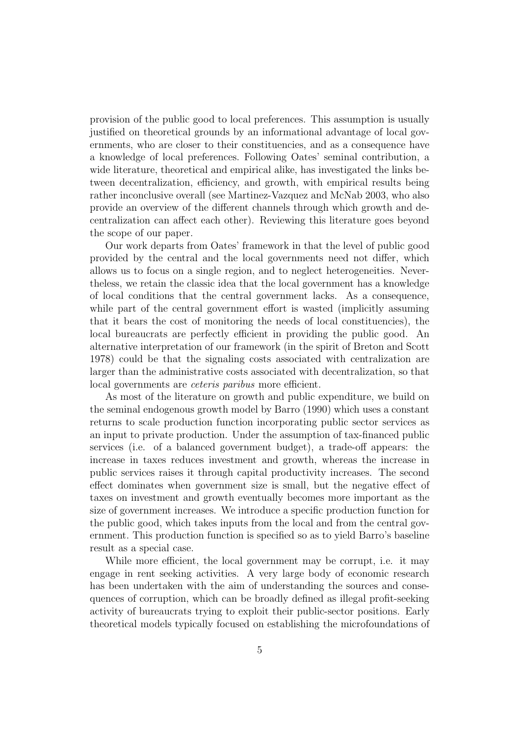provision of the public good to local preferences. This assumption is usually justified on theoretical grounds by an informational advantage of local governments, who are closer to their constituencies, and as a consequence have a knowledge of local preferences. Following Oates' seminal contribution, a wide literature, theoretical and empirical alike, has investigated the links between decentralization, efficiency, and growth, with empirical results being rather inconclusive overall (see Martinez-Vazquez and McNab 2003, who also provide an overview of the different channels through which growth and decentralization can affect each other). Reviewing this literature goes beyond the scope of our paper.

Our work departs from Oates' framework in that the level of public good provided by the central and the local governments need not differ, which allows us to focus on a single region, and to neglect heterogeneities. Nevertheless, we retain the classic idea that the local government has a knowledge of local conditions that the central government lacks. As a consequence, while part of the central government effort is wasted (implicitly assuming that it bears the cost of monitoring the needs of local constituencies), the local bureaucrats are perfectly efficient in providing the public good. An alternative interpretation of our framework (in the spirit of Breton and Scott 1978) could be that the signaling costs associated with centralization are larger than the administrative costs associated with decentralization, so that local governments are *ceteris paribus* more efficient.

As most of the literature on growth and public expenditure, we build on the seminal endogenous growth model by Barro (1990) which uses a constant returns to scale production function incorporating public sector services as an input to private production. Under the assumption of tax-financed public services (i.e. of a balanced government budget), a trade-off appears: the increase in taxes reduces investment and growth, whereas the increase in public services raises it through capital productivity increases. The second effect dominates when government size is small, but the negative effect of taxes on investment and growth eventually becomes more important as the size of government increases. We introduce a specific production function for the public good, which takes inputs from the local and from the central government. This production function is specified so as to yield Barro's baseline result as a special case.

While more efficient, the local government may be corrupt, i.e. it may engage in rent seeking activities. A very large body of economic research has been undertaken with the aim of understanding the sources and consequences of corruption, which can be broadly defined as illegal profit-seeking activity of bureaucrats trying to exploit their public-sector positions. Early theoretical models typically focused on establishing the microfoundations of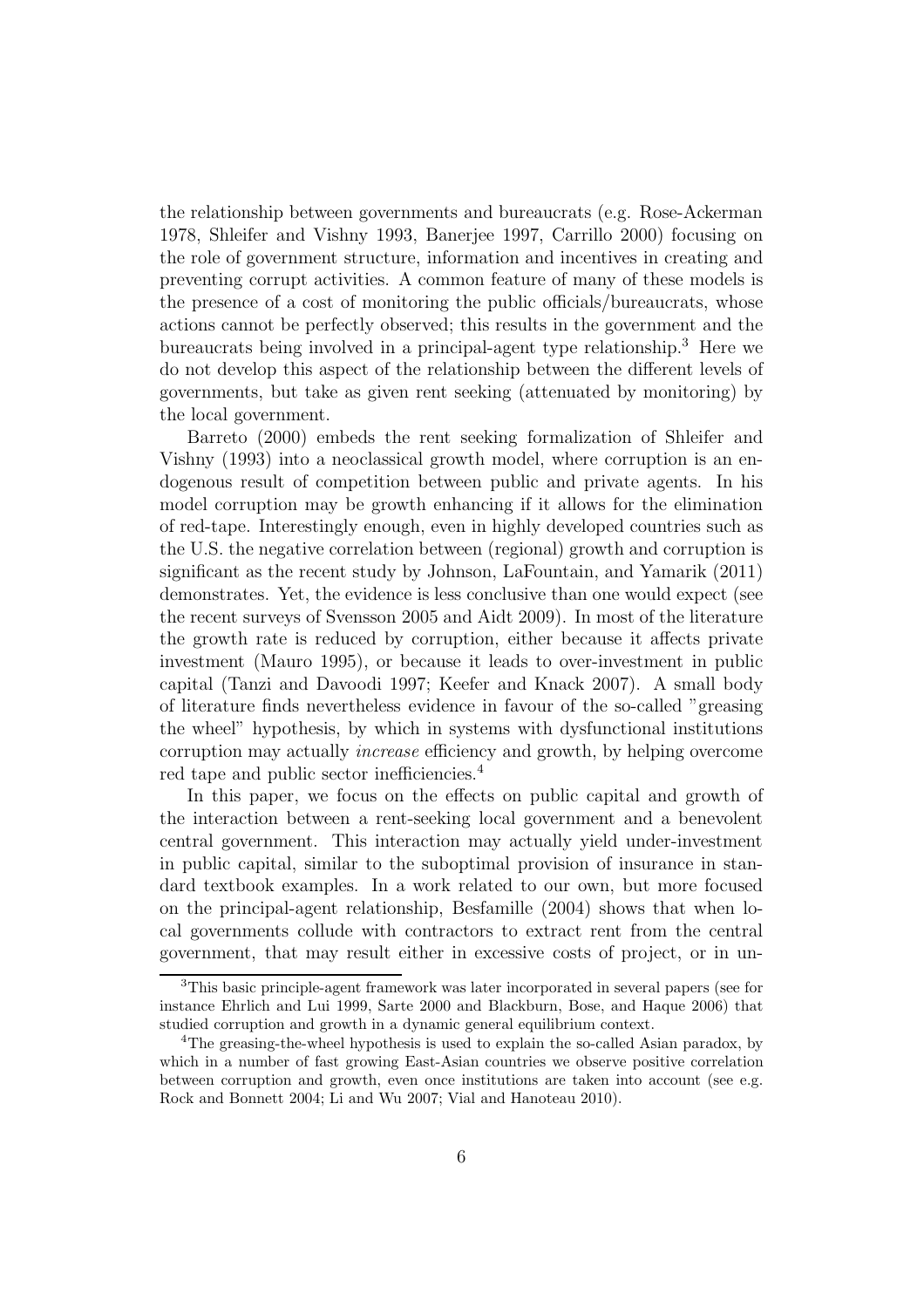the relationship between governments and bureaucrats (e.g. Rose-Ackerman 1978, Shleifer and Vishny 1993, Banerjee 1997, Carrillo 2000) focusing on the role of government structure, information and incentives in creating and preventing corrupt activities. A common feature of many of these models is the presence of a cost of monitoring the public officials/bureaucrats, whose actions cannot be perfectly observed; this results in the government and the bureaucrats being involved in a principal-agent type relationship.[3] Here we do not develop this aspect of the relationship between the different levels of governments, but take as given rent seeking (attenuated by monitoring) by the local government.

Barreto (2000) embeds the rent seeking formalization of Shleifer and Vishny (1993) into a neoclassical growth model, where corruption is an endogenous result of competition between public and private agents. In his model corruption may be growth enhancing if it allows for the elimination of red-tape. Interestingly enough, even in highly developed countries such as the U.S. the negative correlation between (regional) growth and corruption is significant as the recent study by Johnson, LaFountain, and Yamarik (2011) demonstrates. Yet, the evidence is less conclusive than one would expect (see the recent surveys of Svensson 2005 and Aidt 2009). In most of the literature the growth rate is reduced by corruption, either because it affects private investment (Mauro 1995), or because it leads to over-investment in public capital (Tanzi and Davoodi 1997; Keefer and Knack 2007). A small body of literature finds nevertheless evidence in favour of the so-called "greasing the wheel" hypothesis, by which in systems with dysfunctional institutions corruption may actually *increase* efficiency and growth, by helping overcome red tape and public sector inefficiencies.[4]

In this paper, we focus on the effects on public capital and growth of the interaction between a rent-seeking local government and a benevolent central government. This interaction may actually yield under-investment in public capital, similar to the suboptimal provision of insurance in standard textbook examples. In a work related to our own, but more focused on the principal-agent relationship, Besfamille (2004) shows that when local governments collude with contractors to extract rent from the central government, that may result either in excessive costs of project, or in un-

[3]This basic principle-agent framework was later incorporated in several papers (see for instance Ehrlich and Lui 1999, Sarte 2000 and Blackburn, Bose, and Haque 2006) that studied corruption and growth in a dynamic general equilibrium context.

[4]The greasing-the-wheel hypothesis is used to explain the so-called Asian paradox, by which in a number of fast growing East-Asian countries we observe positive correlation between corruption and growth, even once institutions are taken into account (see e.g. Rock and Bonnett 2004; Li and Wu 2007; Vial and Hanoteau 2010).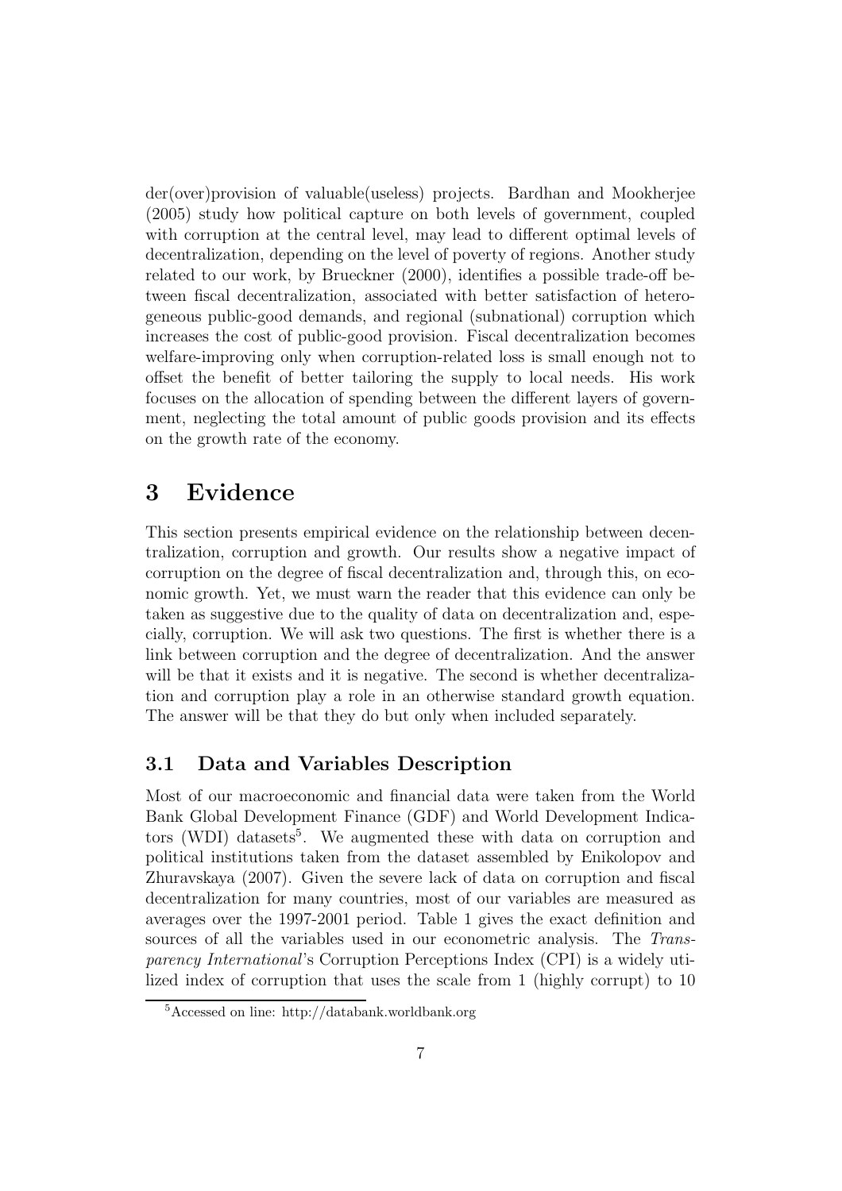der(over)provision of valuable(useless) projects. Bardhan and Mookherjee (2005) study how political capture on both levels of government, coupled with corruption at the central level, may lead to different optimal levels of decentralization, depending on the level of poverty of regions. Another study related to our work, by Brueckner (2000), identifies a possible trade-off between fiscal decentralization, associated with better satisfaction of heterogeneous public-good demands, and regional (subnational) corruption which increases the cost of public-good provision. Fiscal decentralization becomes welfare-improving only when corruption-related loss is small enough not to offset the benefit of better tailoring the supply to local needs. His work focuses on the allocation of spending between the different layers of government, neglecting the total amount of public goods provision and its effects on the growth rate of the economy.

# 3 Evidence

This section presents empirical evidence on the relationship between decentralization, corruption and growth. Our results show a negative impact of corruption on the degree of fiscal decentralization and, through this, on economic growth. Yet, we must warn the reader that this evidence can only be taken as suggestive due to the quality of data on decentralization and, especially, corruption. We will ask two questions. The first is whether there is a link between corruption and the degree of decentralization. And the answer will be that it exists and it is negative. The second is whether decentralization and corruption play a role in an otherwise standard growth equation. The answer will be that they do but only when included separately.

## 3.1 Data and Variables Description

Most of our macroeconomic and financial data were taken from the World Bank Global Development Finance (GDF) and World Development Indicators (WDI) datasets[5]. We augmented these with data on corruption and political institutions taken from the dataset assembled by Enikolopov and Zhuravskaya (2007). Given the severe lack of data on corruption and fiscal decentralization for many countries, most of our variables are measured as averages over the 1997-2001 period. Table 1 gives the exact definition and sources of all the variables used in our econometric analysis. The *Transparency International*'s Corruption Perceptions Index (CPI) is a widely utilized index of corruption that uses the scale from 1 (highly corrupt) to 10

[5] Accessed on line: http://databank.worldbank.org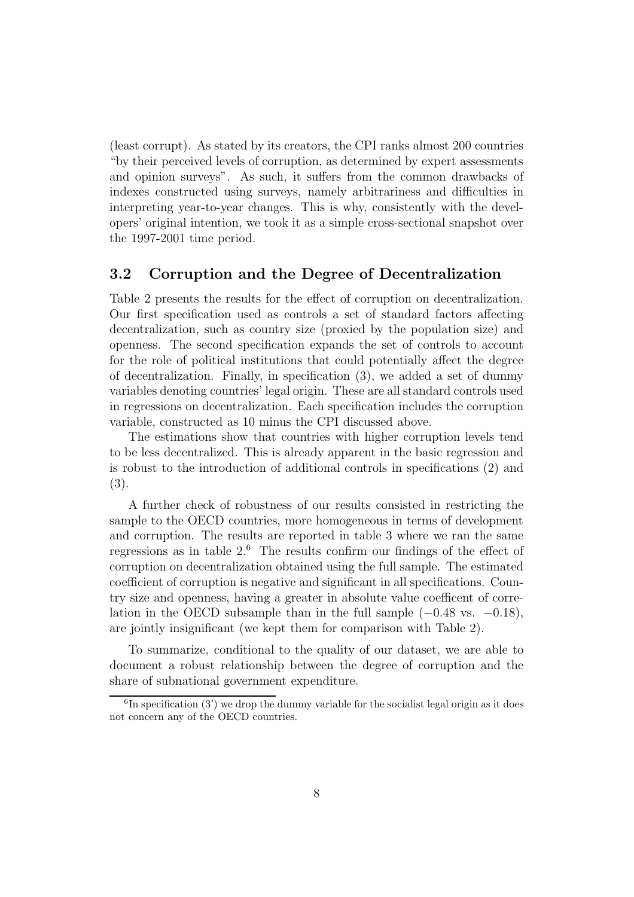(least corrupt). As stated by its creators, the CPI ranks almost 200 countries "by their perceived levels of corruption, as determined by expert assessments and opinion surveys". As such, it suffers from the common drawbacks of indexes constructed using surveys, namely arbitrariness and difficulties in interpreting year-to-year changes. This is why, consistently with the developers' original intention, we took it as a simple cross-sectional snapshot over the 1997-2001 time period.

### 3.2 Corruption and the Degree of Decentralization

Table 2 presents the results for the effect of corruption on decentralization. Our first specification used as controls a set of standard factors affecting decentralization, such as country size (proxied by the population size) and openness. The second specification expands the set of controls to account for the role of political institutions that could potentially affect the degree of decentralization. Finally, in specification (3), we added a set of dummy variables denoting countries' legal origin. These are all standard controls used in regressions on decentralization. Each specification includes the corruption variable, constructed as 10 minus the CPI discussed above.

The estimations show that countries with higher corruption levels tend to be less decentralized. This is already apparent in the basic regression and is robust to the introduction of additional controls in specifications (2) and (3).

A further check of robustness of our results consisted in restricting the sample to the OECD countries, more homogeneous in terms of development and corruption. The results are reported in table 3 where we ran the same regressions as in table 2.[6] The results confirm our findings of the effect of corruption on decentralization obtained using the full sample. The estimated coefficient of corruption is negative and significant in all specifications. Country size and openness, having a greater in absolute value coefficent of correlation in the OECD subsample than in the full sample ($-0.48$ vs. $-0.18$), are jointly insignificant (we kept them for comparison with Table 2).

To summarize, conditional to the quality of our dataset, we are able to document a robust relationship between the degree of corruption and the share of subnational government expenditure.

[6] In specification (3') we drop the dummy variable for the socialist legal origin as it does not concern any of the OECD countries.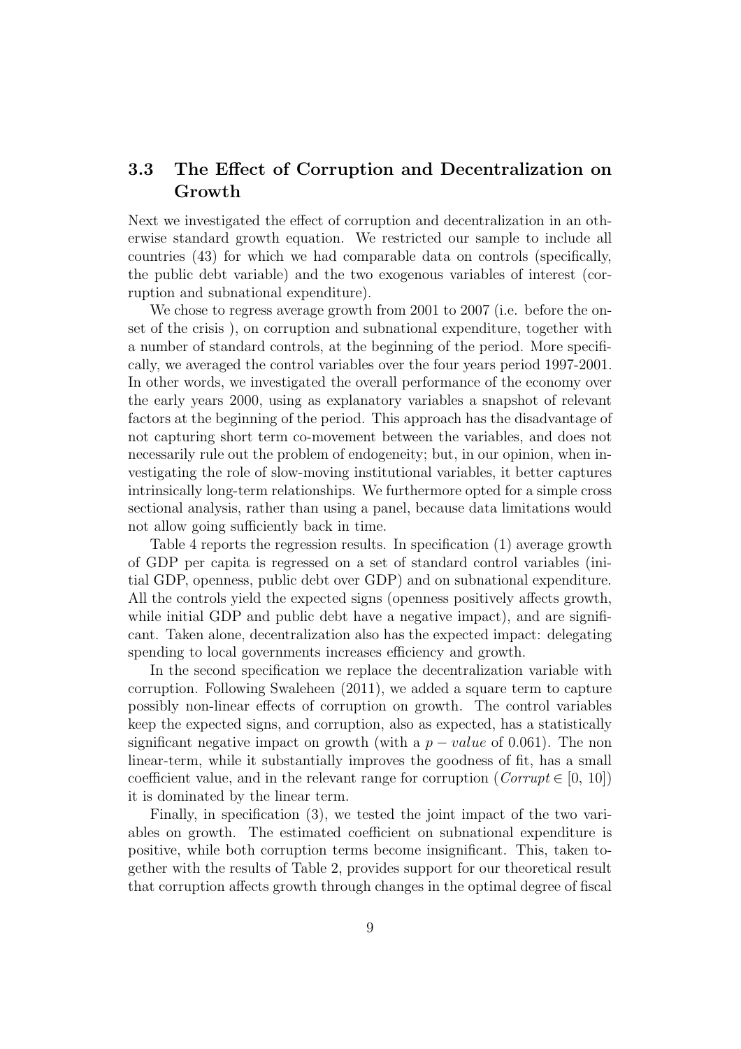### 3.3 The Effect of Corruption and Decentralization on Growth

Next we investigated the effect of corruption and decentralization in an otherwise standard growth equation. We restricted our sample to include all countries (43) for which we had comparable data on controls (specifically, the public debt variable) and the two exogenous variables of interest (corruption and subnational expenditure).

We chose to regress average growth from 2001 to 2007 (i.e. before the onset of the crisis ), on corruption and subnational expenditure, together with a number of standard controls, at the beginning of the period. More specifically, we averaged the control variables over the four years period 1997-2001. In other words, we investigated the overall performance of the economy over the early years 2000, using as explanatory variables a snapshot of relevant factors at the beginning of the period. This approach has the disadvantage of not capturing short term co-movement between the variables, and does not necessarily rule out the problem of endogeneity; but, in our opinion, when investigating the role of slow-moving institutional variables, it better captures intrinsically long-term relationships. We furthermore opted for a simple cross sectional analysis, rather than using a panel, because data limitations would not allow going sufficiently back in time.

Table 4 reports the regression results. In specification (1) average growth of GDP per capita is regressed on a set of standard control variables (initial GDP, openness, public debt over GDP) and on subnational expenditure. All the controls yield the expected signs (openness positively affects growth, while initial GDP and public debt have a negative impact), and are significant. Taken alone, decentralization also has the expected impact: delegating spending to local governments increases efficiency and growth.

In the second specification we replace the decentralization variable with corruption. Following Swaleheen (2011), we added a square term to capture possibly non-linear effects of corruption on growth. The control variables keep the expected signs, and corruption, also as expected, has a statistically significant negative impact on growth (with a $p-value$ of 0.061). The non linear-term, while it substantially improves the goodness of fit, has a small coefficient value, and in the relevant range for corruption ($Corrupt \in [0, 10]$) it is dominated by the linear term.

Finally, in specification (3), we tested the joint impact of the two variables on growth. The estimated coefficient on subnational expenditure is positive, while both corruption terms become insignificant. This, taken together with the results of Table 2, provides support for our theoretical result that corruption affects growth through changes in the optimal degree of fiscal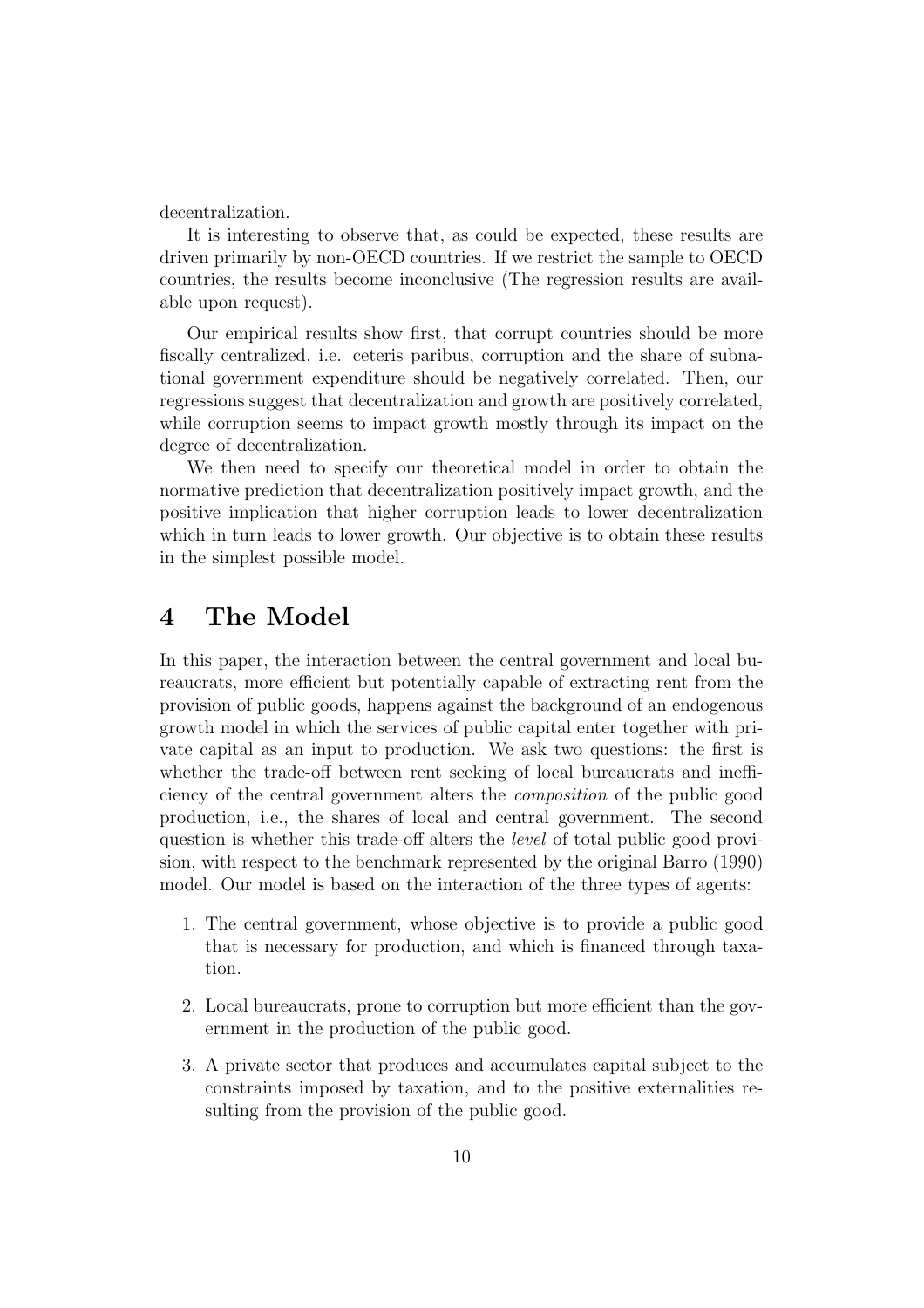decentralization.

It is interesting to observe that, as could be expected, these results are driven primarily by non-OECD countries. If we restrict the sample to OECD countries, the results become inconclusive (The regression results are available upon request).

Our empirical results show first, that corrupt countries should be more fiscally centralized, i.e. ceteris paribus, corruption and the share of subnational government expenditure should be negatively correlated. Then, our regressions suggest that decentralization and growth are positively correlated, while corruption seems to impact growth mostly through its impact on the degree of decentralization.

We then need to specify our theoretical model in order to obtain the normative prediction that decentralization positively impact growth, and the positive implication that higher corruption leads to lower decentralization which in turn leads to lower growth. Our objective is to obtain these results in the simplest possible model.

# 4 The Model

In this paper, the interaction between the central government and local bureaucrats, more efficient but potentially capable of extracting rent from the provision of public goods, happens against the background of an endogenous growth model in which the services of public capital enter together with private capital as an input to production. We ask two questions: the first is whether the trade-off between rent seeking of local bureaucrats and inefficiency of the central government alters the *composition* of the public good production, i.e., the shares of local and central government. The second question is whether this trade-off alters the *level* of total public good provision, with respect to the benchmark represented by the original Barro (1990) model. Our model is based on the interaction of the three types of agents:

1. The central government, whose objective is to provide a public good that is necessary for production, and which is financed through taxation.
2. Local bureaucrats, prone to corruption but more efficient than the government in the production of the public good.
3. A private sector that produces and accumulates capital subject to the constraints imposed by taxation, and to the positive externalities resulting from the provision of the public good.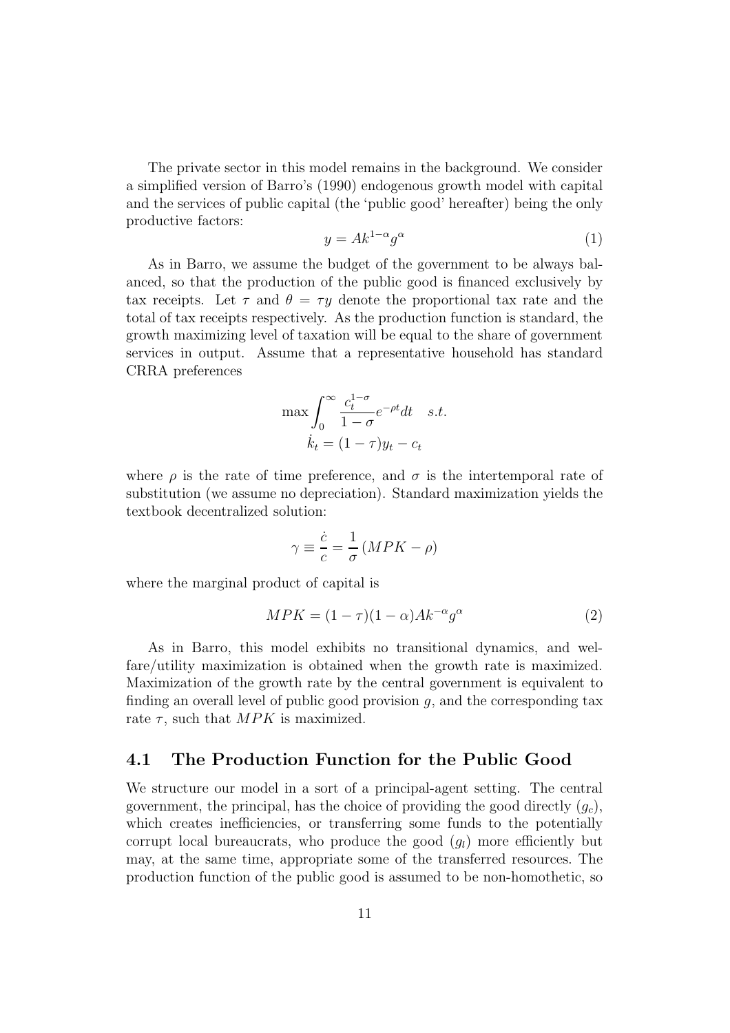The private sector in this model remains in the background. We consider a simplified version of Barro's (1990) endogenous growth model with capital and the services of public capital (the 'public good' hereafter) being the only productive factors:

$$y = Ak^{1-\alpha}g^{\alpha} \tag{1}$$

As in Barro, we assume the budget of the government to be always balanced, so that the production of the public good is financed exclusively by tax receipts. Let $\tau$ and $\theta = \tau y$ denote the proportional tax rate and the total of tax receipts respectively. As the production function is standard, the growth maximizing level of taxation will be equal to the share of government services in output. Assume that a representative household has standard CRRA preferences

$$\max \int_0^{\infty} \frac{c_t^{1-\sigma}}{1-\sigma} e^{-\rho t} dt \quad s.t.$$
$$\dot{k}_t = (1-\tau)y_t - c_t$$

where $\rho$ is the rate of time preference, and $\sigma$ is the intertemporal rate of substitution (we assume no depreciation). Standard maximization yields the textbook decentralized solution:

$$\gamma \equiv \frac{\dot{c}}{c} = \frac{1}{\sigma}\left(MPK - \rho\right)$$

where the marginal product of capital is

$$MPK = (1-\tau)(1-\alpha)Ak^{-\alpha}g^{\alpha} \tag{2}$$

As in Barro, this model exhibits no transitional dynamics, and welfare/utility maximization is obtained when the growth rate is maximized. Maximization of the growth rate by the central government is equivalent to finding an overall level of public good provision $g$, and the corresponding tax rate $\tau$, such that $MPK$ is maximized.

## 4.1 The Production Function for the Public Good

We structure our model in a sort of a principal-agent setting. The central government, the principal, has the choice of providing the good directly ($g_c$), which creates inefficiencies, or transferring some funds to the potentially corrupt local bureaucrats, who produce the good ($g_l$) more efficiently but may, at the same time, appropriate some of the transferred resources. The production function of the public good is assumed to be non-homothetic, so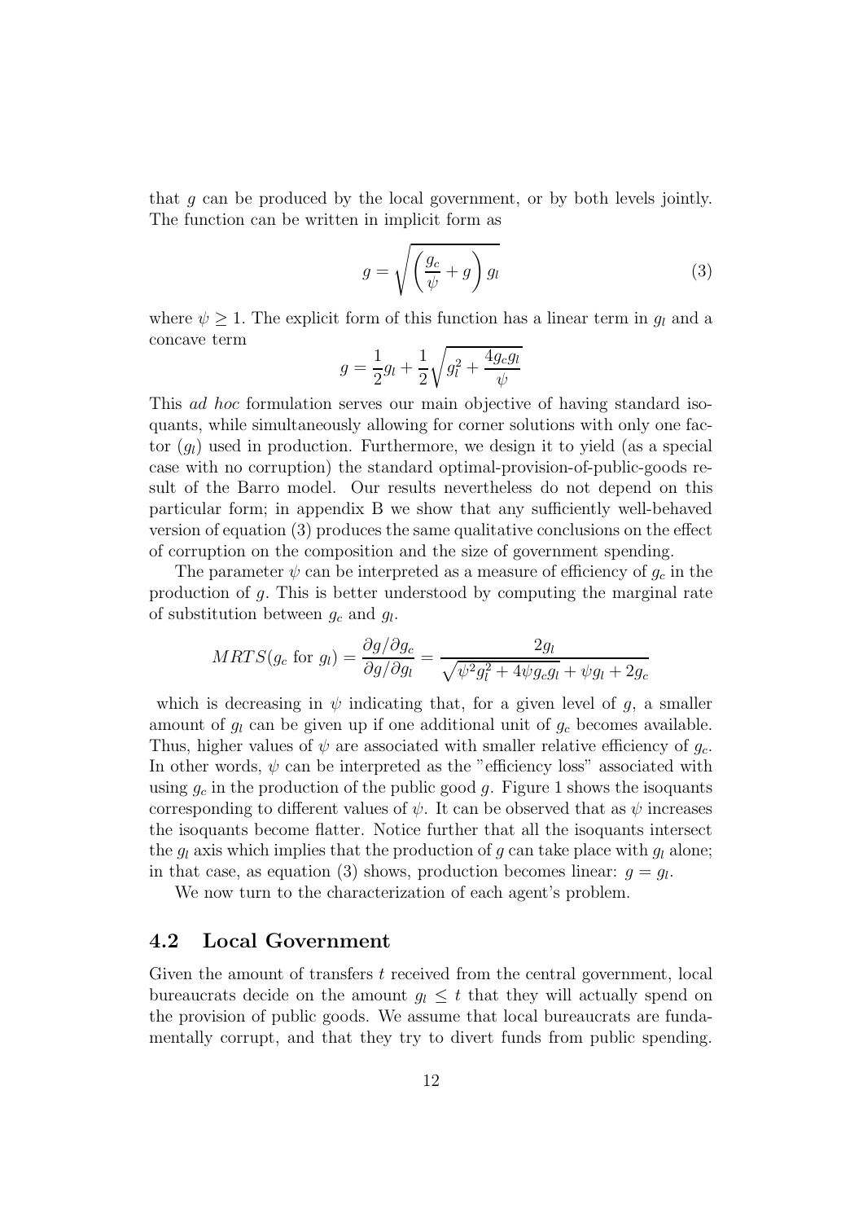that $g$ can be produced by the local government, or by both levels jointly. The function can be written in implicit form as

$$g = \sqrt{\left(\frac{g_c}{\psi} + g\right) g_l} \tag{3}$$

where $\psi \geq 1$. The explicit form of this function has a linear term in $g_l$ and a concave term

$$g = \frac{1}{2} g_l + \frac{1}{2}\sqrt{g_l^2 + \frac{4 g_c g_l}{\psi}}$$

This *ad hoc* formulation serves our main objective of having standard isoquants, while simultaneously allowing for corner solutions with only one factor ($g_l$) used in production. Furthermore, we design it to yield (as a special case with no corruption) the standard optimal-provision-of-public-goods result of the Barro model. Our results nevertheless do not depend on this particular form; in appendix B we show that any sufficiently well-behaved version of equation (3) produces the same qualitative conclusions on the effect of corruption on the composition and the size of government spending.

The parameter $\psi$ can be interpreted as a measure of efficiency of $g_c$ in the production of $g$. This is better understood by computing the marginal rate of substitution between $g_c$ and $g_l$.

$$MRTS(g_c \text{ for } g_l) = \frac{\partial g / \partial g_c}{\partial g / \partial g_l} = \frac{2 g_l}{\sqrt{\psi^2 g_l^2 + 4\psi g_c g_l} + \psi g_l + 2 g_c}$$

which is decreasing in $\psi$ indicating that, for a given level of $g$, a smaller amount of $g_l$ can be given up if one additional unit of $g_c$ becomes available. Thus, higher values of $\psi$ are associated with smaller relative efficiency of $g_c$. In other words, $\psi$ can be interpreted as the "efficiency loss" associated with using $g_c$ in the production of the public good $g$. Figure 1 shows the isoquants corresponding to different values of $\psi$. It can be observed that as $\psi$ increases the isoquants become flatter. Notice further that all the isoquants intersect the $g_l$ axis which implies that the production of $g$ can take place with $g_l$ alone; in that case, as equation (3) shows, production becomes linear: $g = g_l$.

We now turn to the characterization of each agent's problem.

## 4.2 Local Government

Given the amount of transfers $t$ received from the central government, local bureaucrats decide on the amount $g_l \leq t$ that they will actually spend on the provision of public goods. We assume that local bureaucrats are fundamentally corrupt, and that they try to divert funds from public spending.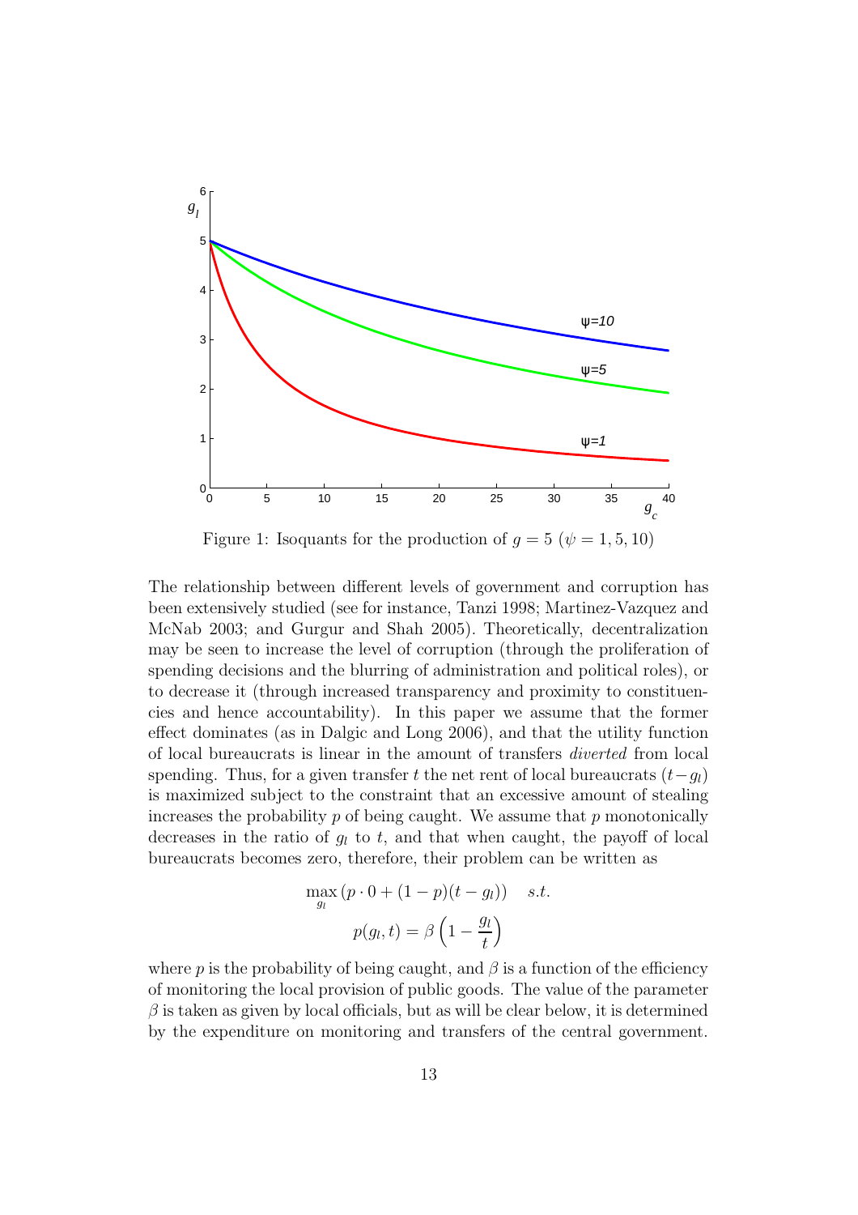Figure 1: Isoquants for the production of $g = 5$ ($\psi = 1, 5, 10$)

The relationship between different levels of government and corruption has been extensively studied (see for instance, Tanzi 1998; Martinez-Vazquez and McNab 2003; and Gurgur and Shah 2005). Theoretically, decentralization may be seen to increase the level of corruption (through the proliferation of spending decisions and the blurring of administration and political roles), or to decrease it (through increased transparency and proximity to constituencies and hence accountability). In this paper we assume that the former effect dominates (as in Dalgic and Long 2006), and that the utility function of local bureaucrats is linear in the amount of transfers *diverted* from local spending. Thus, for a given transfer $t$ the net rent of local bureaucrats $(t - g_l)$ is maximized subject to the constraint that an excessive amount of stealing increases the probability $p$ of being caught. We assume that $p$ monotonically decreases in the ratio of $g_l$ to $t$, and that when caught, the payoff of local bureaucrats becomes zero, therefore, their problem can be written as

$$\max_{g_l} \left(p \cdot 0 + (1 - p)(t - g_l)\right) \quad s.t.$$

$$p(g_l, t) = \beta \left(1 - \frac{g_l}{t}\right)$$

where $p$ is the probability of being caught, and $\beta$ is a function of the efficiency of monitoring the local provision of public goods. The value of the parameter $\beta$ is taken as given by local officials, but as will be clear below, it is determined by the expenditure on monitoring and transfers of the central government.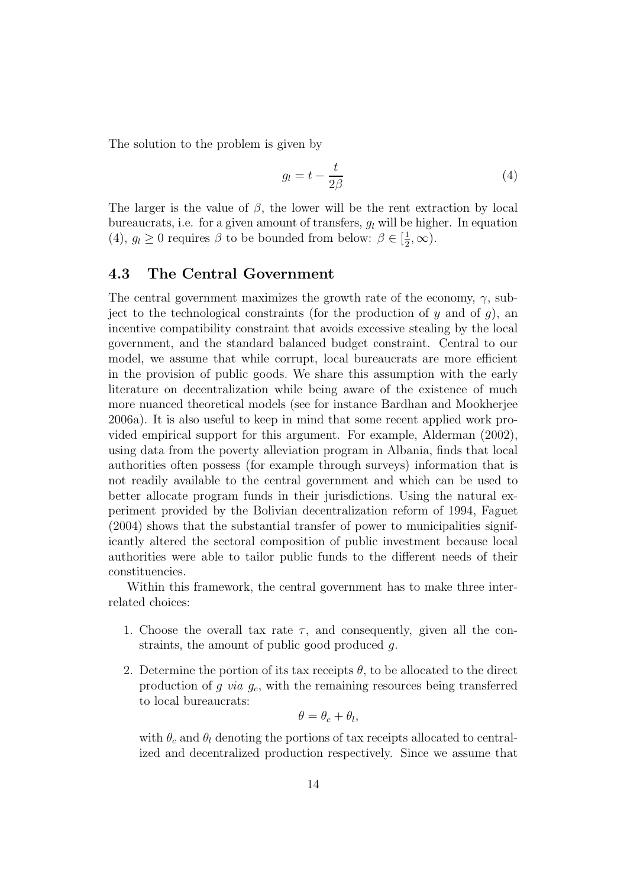The solution to the problem is given by

$$g_l = t - \frac{t}{2\beta} \tag{4}$$

The larger is the value of $\beta$, the lower will be the rent extraction by local bureaucrats, i.e. for a given amount of transfers, $g_l$ will be higher. In equation (4), $g_l \geq 0$ requires $\beta$ to be bounded from below: $\beta \in [\frac{1}{2}, \infty)$.

### 4.3 The Central Government

The central government maximizes the growth rate of the economy, $\gamma$, subject to the technological constraints (for the production of $y$ and of $g$), an incentive compatibility constraint that avoids excessive stealing by the local government, and the standard balanced budget constraint. Central to our model, we assume that while corrupt, local bureaucrats are more efficient in the provision of public goods. We share this assumption with the early literature on decentralization while being aware of the existence of much more nuanced theoretical models (see for instance Bardhan and Mookherjee 2006a). It is also useful to keep in mind that some recent applied work provided empirical support for this argument. For example, Alderman (2002), using data from the poverty alleviation program in Albania, finds that local authorities often possess (for example through surveys) information that is not readily available to the central government and which can be used to better allocate program funds in their jurisdictions. Using the natural experiment provided by the Bolivian decentralization reform of 1994, Faguet (2004) shows that the substantial transfer of power to municipalities significantly altered the sectoral composition of public investment because local authorities were able to tailor public funds to the different needs of their constituencies.

Within this framework, the central government has to make three interrelated choices:

1. Choose the overall tax rate $\tau$, and consequently, given all the constraints, the amount of public good produced $g$.
2. Determine the portion of its tax receipts $\theta$, to be allocated to the direct production of $g$ *via* $g_c$, with the remaining resources being transferred to local bureaucrats:

   $$\theta = \theta_c + \theta_l,$$

   with $\theta_c$ and $\theta_l$ denoting the portions of tax receipts allocated to centralized and decentralized production respectively. Since we assume that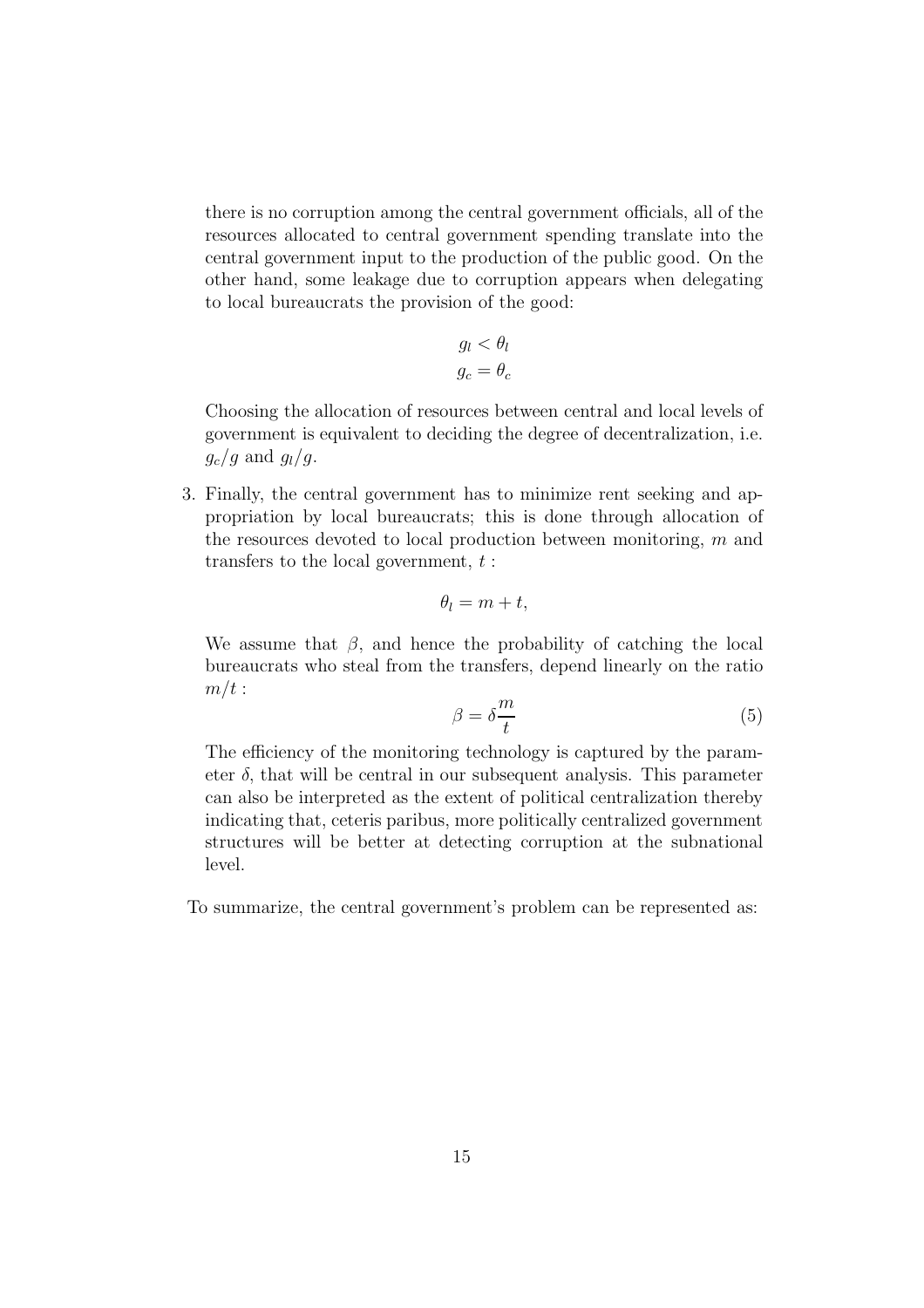there is no corruption among the central government officials, all of the resources allocated to central government spending translate into the central government input to the production of the public good. On the other hand, some leakage due to corruption appears when delegating to local bureaucrats the provision of the good:

$$g_l < \theta_l$$
$$g_c = \theta_c$$

Choosing the allocation of resources between central and local levels of government is equivalent to deciding the degree of decentralization, i.e. $g_c/g$ and $g_l/g$.

3. Finally, the central government has to minimize rent seeking and appropriation by local bureaucrats; this is done through allocation of the resources devoted to local production between monitoring, $m$ and transfers to the local government, $t$ :

$$\theta_l = m + t,$$

We assume that $\beta$, and hence the probability of catching the local bureaucrats who steal from the transfers, depend linearly on the ratio $m/t$ :

$$\beta = \delta \frac{m}{t} \tag{5}$$

The efficiency of the monitoring technology is captured by the parameter $\delta$, that will be central in our subsequent analysis. This parameter can also be interpreted as the extent of political centralization thereby indicating that, ceteris paribus, more politically centralized government structures will be better at detecting corruption at the subnational level.

To summarize, the central government's problem can be represented as: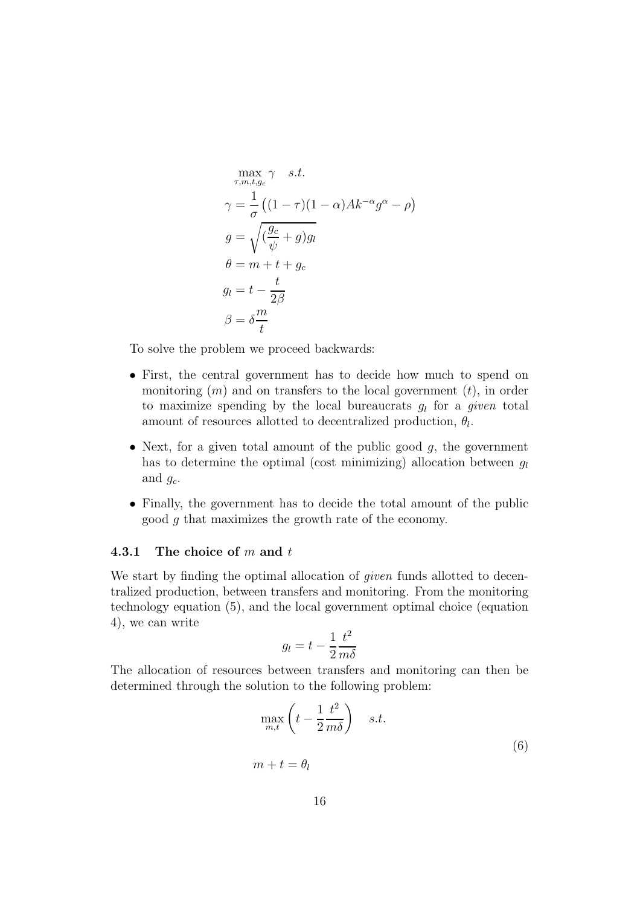$$
\begin{aligned}
&\max_{\tau,m,t,g_c} \gamma \quad s.t. \\
&\gamma = \frac{1}{\sigma}\left((1-\tau)(1-\alpha)Ak^{-\alpha}g^{\alpha} - \rho\right) \\
&g = \sqrt{(\frac{g_c}{\psi} + g)g_l} \\
&\theta = m + t + g_c \\
&g_l = t - \frac{t}{2\beta} \\
&\beta = \delta\frac{m}{t}
\end{aligned}
$$

To solve the problem we proceed backwards:

- First, the central government has to decide how much to spend on monitoring ($m$) and on transfers to the local government ($t$), in order to maximize spending by the local bureaucrats $g_l$ for a *given* total amount of resources allotted to decentralized production, $\theta_l$.
- Next, for a given total amount of the public good $g$, the government has to determine the optimal (cost minimizing) allocation between $g_l$ and $g_c$.
- Finally, the government has to decide the total amount of the public good $g$ that maximizes the growth rate of the economy.

### 4.3.1 The choice of $m$ and $t$

We start by finding the optimal allocation of *given* funds allotted to decentralized production, between transfers and monitoring. From the monitoring technology equation (5), and the local government optimal choice (equation 4), we can write

$$
g_l = t - \frac{1}{2}\frac{t^2}{m\delta}
$$

The allocation of resources between transfers and monitoring can then be determined through the solution to the following problem:

$$
\begin{aligned}
&\max_{m,t}\left(t - \frac{1}{2}\frac{t^2}{m\delta}\right) \quad s.t. \\
&m + t = \theta_l
\end{aligned}
\tag{6}
$$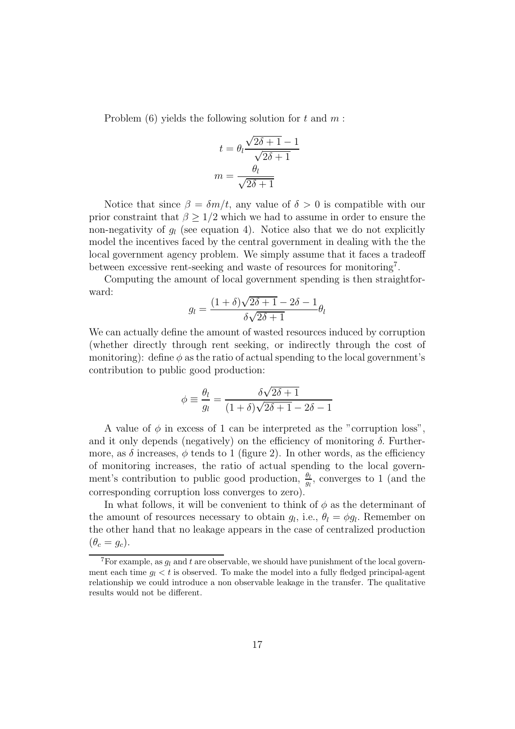Problem (6) yields the following solution for $t$ and $m$ :

$$t = \theta_l \frac{\sqrt{2\delta + 1} - 1}{\sqrt{2\delta + 1}}$$

$$m = \frac{\theta_l}{\sqrt{2\delta + 1}}$$

Notice that since $\beta = \delta m/t$, any value of $\delta > 0$ is compatible with our prior constraint that $\beta \geq 1/2$ which we had to assume in order to ensure the non-negativity of $g_l$ (see equation 4). Notice also that we do not explicitly model the incentives faced by the central government in dealing with the the local government agency problem. We simply assume that it faces a tradeoff between excessive rent-seeking and waste of resources for monitoring[7].

Computing the amount of local government spending is then straightforward:

$$g_l = \frac{(1 + \delta)\sqrt{2\delta + 1} - 2\delta - 1}{\delta\sqrt{2\delta + 1}} \theta_l$$

We can actually define the amount of wasted resources induced by corruption (whether directly through rent seeking, or indirectly through the cost of monitoring): define $\phi$ as the ratio of actual spending to the local government's contribution to public good production:

$$\phi \equiv \frac{\theta_l}{g_l} = \frac{\delta\sqrt{2\delta + 1}}{(1 + \delta)\sqrt{2\delta + 1} - 2\delta - 1}$$

A value of $\phi$ in excess of 1 can be interpreted as the "corruption loss", and it only depends (negatively) on the efficiency of monitoring $\delta$. Furthermore, as $\delta$ increases, $\phi$ tends to 1 (figure 2). In other words, as the efficiency of monitoring increases, the ratio of actual spending to the local government's contribution to public good production, $\frac{\theta_l}{g_l}$, converges to 1 (and the corresponding corruption loss converges to zero).

In what follows, it will be convenient to think of $\phi$ as the determinant of the amount of resources necessary to obtain $g_l$, i.e., $\theta_l = \phi g_l$. Remember on the other hand that no leakage appears in the case of centralized production ($\theta_c = g_c$).

[7] For example, as $g_l$ and $t$ are observable, we should have punishment of the local government each time $g_l < t$ is observed. To make the model into a fully fledged principal-agent relationship we could introduce a non observable leakage in the transfer. The qualitative results would not be different.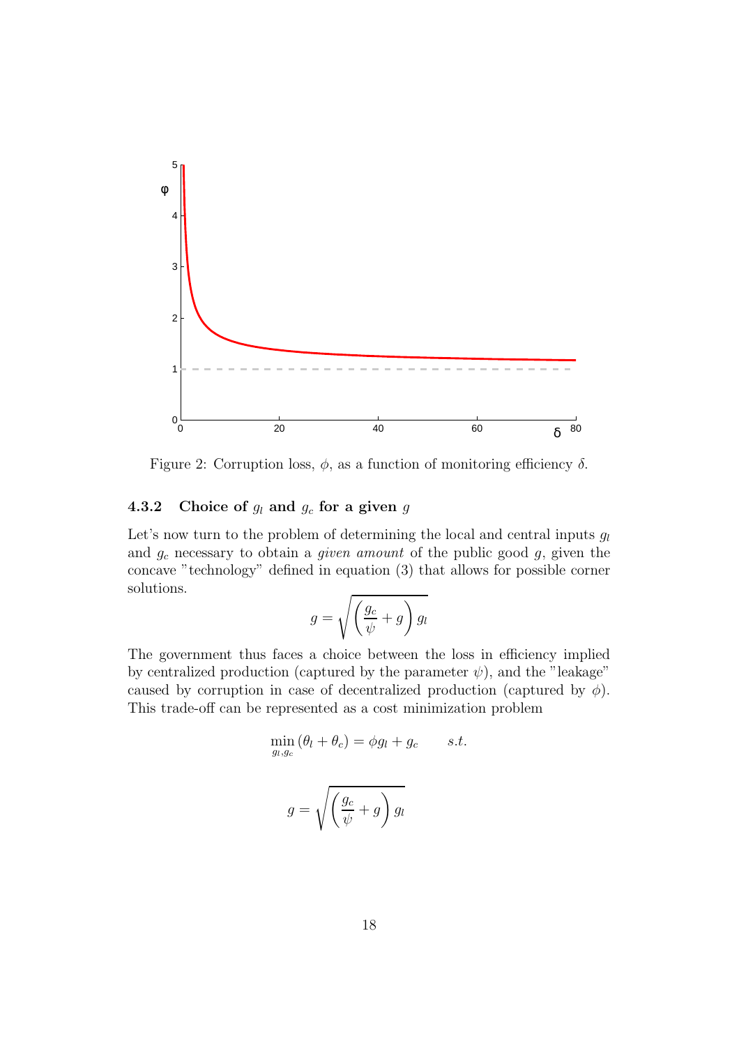Figure 2: Corruption loss, $\phi$, as a function of monitoring efficiency $\delta$.

### 4.3.2 Choice of $g_l$ and $g_c$ for a given $g$

Let's now turn to the problem of determining the local and central inputs $g_l$ and $g_c$ necessary to obtain a *given amount* of the public good $g$, given the concave "technology" defined in equation (3) that allows for possible corner solutions.

$$g = \sqrt{\left(\frac{g_c}{\psi} + g\right) g_l}$$

The government thus faces a choice between the loss in efficiency implied by centralized production (captured by the parameter $\psi$), and the "leakage" caused by corruption in case of decentralized production (captured by $\phi$). This trade-off can be represented as a cost minimization problem

$$\min_{g_l, g_c} (\theta_l + \theta_c) = \phi g_l + g_c \qquad s.t.$$

$$g = \sqrt{\left(\frac{g_c}{\psi} + g\right) g_l}$$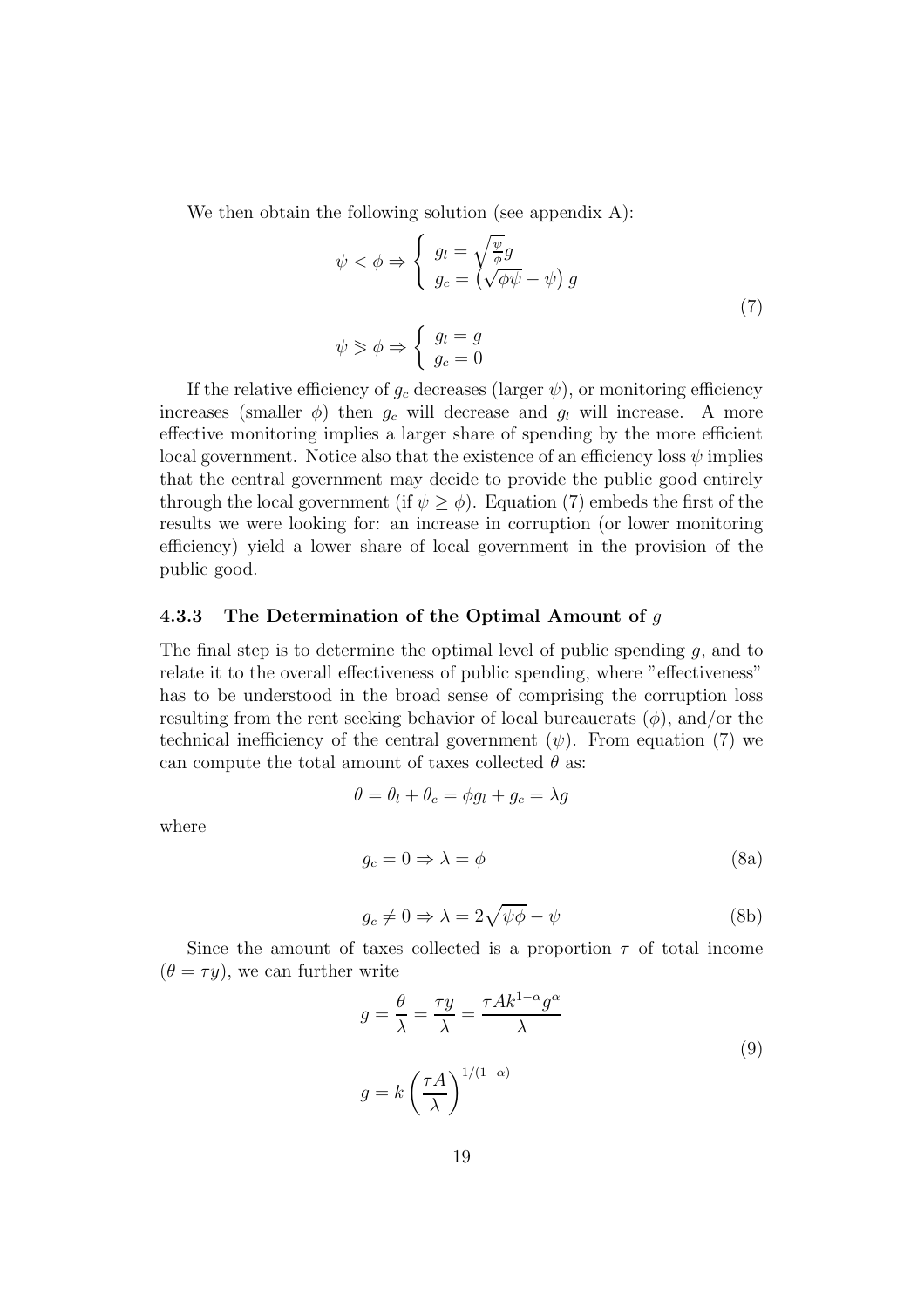We then obtain the following solution (see appendix A):

$$
\begin{aligned}
&\psi < \phi \Rightarrow \left\{ \begin{array}{l} g_l = \sqrt{\frac{\psi}{\phi}} g \\ g_c = \left(\sqrt{\phi\psi} - \psi\right) g \end{array} \right. \\
&\psi \geqslant \phi \Rightarrow \left\{ \begin{array}{l} g_l = g \\ g_c = 0 \end{array} \right.
\end{aligned}
\tag{7}
$$

If the relative efficiency of $g_c$ decreases (larger $\psi$), or monitoring efficiency increases (smaller $\phi$) then $g_c$ will decrease and $g_l$ will increase. A more effective monitoring implies a larger share of spending by the more efficient local government. Notice also that the existence of an efficiency loss $\psi$ implies that the central government may decide to provide the public good entirely through the local government (if $\psi \geq \phi$). Equation (7) embeds the first of the results we were looking for: an increase in corruption (or lower monitoring efficiency) yield a lower share of local government in the provision of the public good.

### 4.3.3 The Determination of the Optimal Amount of $g$

The final step is to determine the optimal level of public spending $g$, and to relate it to the overall effectiveness of public spending, where "effectiveness" has to be understood in the broad sense of comprising the corruption loss resulting from the rent seeking behavior of local bureaucrats ($\phi$), and/or the technical inefficiency of the central government ($\psi$). From equation (7) we can compute the total amount of taxes collected $\theta$ as:

$$
\theta = \theta_l + \theta_c = \phi g_l + g_c = \lambda g
$$

where

$$
g_c = 0 \Rightarrow \lambda = \phi \tag{8a}
$$

$$
g_c \neq 0 \Rightarrow \lambda = 2\sqrt{\psi\phi} - \psi \tag{8b}
$$

Since the amount of taxes collected is a proportion $\tau$ of total income ($\theta = \tau y$), we can further write

$$
\begin{aligned}
g &= \frac{\theta}{\lambda} = \frac{\tau y}{\lambda} = \frac{\tau A k^{1-\alpha} g^{\alpha}}{\lambda} \\
g &= k \left(\frac{\tau A}{\lambda}\right)^{1/(1-\alpha)}
\end{aligned}
\tag{9}
$$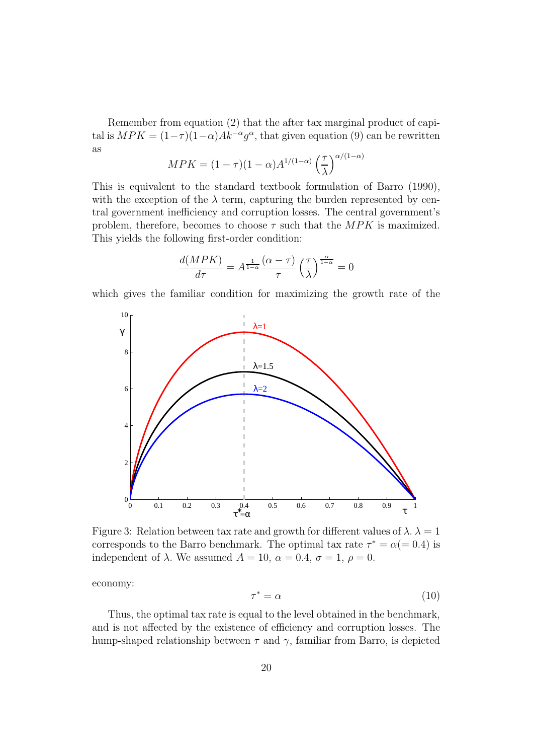Remember from equation (2) that the after tax marginal product of capital is $MPK = (1-\tau)(1-\alpha)Ak^{-\alpha}g^{\alpha}$, that given equation (9) can be rewritten as

$$MPK = (1-\tau)(1-\alpha)A^{1/(1-\alpha)}\left(\frac{\tau}{\lambda}\right)^{\alpha/(1-\alpha)}$$

This is equivalent to the standard textbook formulation of Barro (1990), with the exception of the $\lambda$ term, capturing the burden represented by central government inefficiency and corruption losses. The central government's problem, therefore, becomes to choose $\tau$ such that the $MPK$ is maximized. This yields the following first-order condition:

$$\frac{d(MPK)}{d\tau} = A^{\frac{1}{1-\alpha}}\frac{(\alpha-\tau)}{\tau}\left(\frac{\tau}{\lambda}\right)^{\frac{\alpha}{1-\alpha}} = 0$$

which gives the familiar condition for maximizing the growth rate of the economy:

Figure 3: Relation between tax rate and growth for different values of $\lambda$. $\lambda = 1$ corresponds to the Barro benchmark. The optimal tax rate $\tau^* = \alpha(= 0.4)$ is independent of $\lambda$. We assumed $A = 10$, $\alpha = 0.4$, $\sigma = 1$, $\rho = 0$.

$$\tau^* = \alpha \tag{10}$$

Thus, the optimal tax rate is equal to the level obtained in the benchmark, and is not affected by the existence of efficiency and corruption losses. The hump-shaped relationship between $\tau$ and $\gamma$, familiar from Barro, is depicted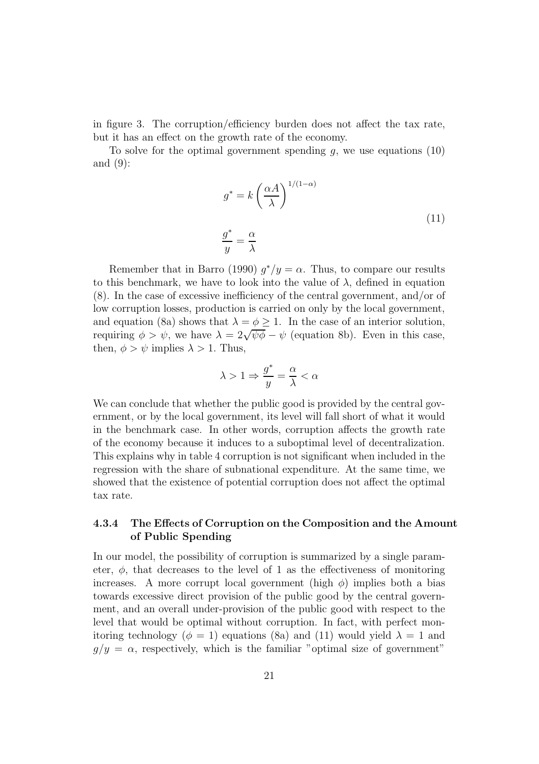in figure 3. The corruption/efficiency burden does not affect the tax rate, but it has an effect on the growth rate of the economy.

To solve for the optimal government spending $g$, we use equations (10) and (9):

$$
\begin{aligned}
g^* &= k\left(\frac{\alpha A}{\lambda}\right)^{1/(1-\alpha)} \\
\frac{g^*}{y} &= \frac{\alpha}{\lambda}
\end{aligned}
\tag{11}
$$

Remember that in Barro (1990) $g^*/y = \alpha$. Thus, to compare our results to this benchmark, we have to look into the value of $\lambda$, defined in equation (8). In the case of excessive inefficiency of the central government, and/or of low corruption losses, production is carried on only by the local government, and equation (8a) shows that $\lambda = \phi \geq 1$. In the case of an interior solution, requiring $\phi > \psi$, we have $\lambda = 2\sqrt{\psi\phi} - \psi$ (equation 8b). Even in this case, then, $\phi > \psi$ implies $\lambda > 1$. Thus,

$$
\lambda > 1 \Rightarrow \frac{g^*}{y} = \frac{\alpha}{\lambda} < \alpha
$$

We can conclude that whether the public good is provided by the central government, or by the local government, its level will fall short of what it would in the benchmark case. In other words, corruption affects the growth rate of the economy because it induces to a suboptimal level of decentralization. This explains why in table 4 corruption is not significant when included in the regression with the share of subnational expenditure. At the same time, we showed that the existence of potential corruption does not affect the optimal tax rate.

### 4.3.4 The Effects of Corruption on the Composition and the Amount of Public Spending

In our model, the possibility of corruption is summarized by a single parameter, $\phi$, that decreases to the level of 1 as the effectiveness of monitoring increases. A more corrupt local government (high $\phi$) implies both a bias towards excessive direct provision of the public good by the central government, and an overall under-provision of the public good with respect to the level that would be optimal without corruption. In fact, with perfect monitoring technology ($\phi = 1$) equations (8a) and (11) would yield $\lambda = 1$ and $g/y = \alpha$, respectively, which is the familiar "optimal size of government"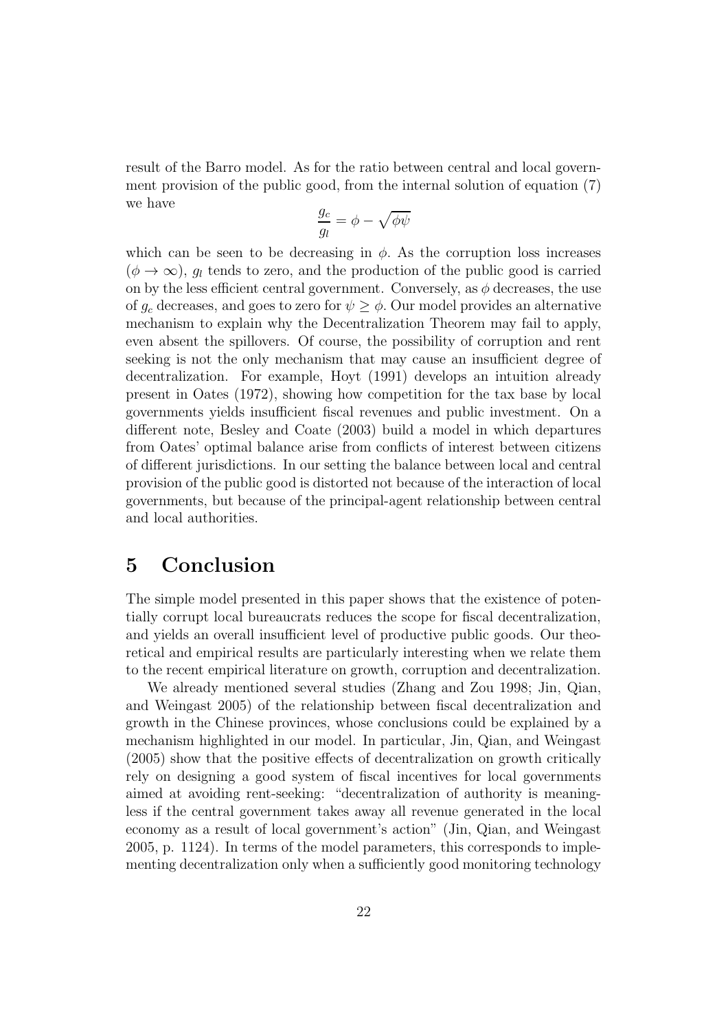result of the Barro model. As for the ratio between central and local government provision of the public good, from the internal solution of equation (7) we have

$$\frac{g_c}{g_l} = \phi - \sqrt{\phi\psi}$$

which can be seen to be decreasing in $\phi$. As the corruption loss increases ($\phi \to \infty$), $g_l$ tends to zero, and the production of the public good is carried on by the less efficient central government. Conversely, as $\phi$ decreases, the use of $g_c$ decreases, and goes to zero for $\psi \geq \phi$. Our model provides an alternative mechanism to explain why the Decentralization Theorem may fail to apply, even absent the spillovers. Of course, the possibility of corruption and rent seeking is not the only mechanism that may cause an insufficient degree of decentralization. For example, Hoyt (1991) develops an intuition already present in Oates (1972), showing how competition for the tax base by local governments yields insufficient fiscal revenues and public investment. On a different note, Besley and Coate (2003) build a model in which departures from Oates' optimal balance arise from conflicts of interest between citizens of different jurisdictions. In our setting the balance between local and central provision of the public good is distorted not because of the interaction of local governments, but because of the principal-agent relationship between central and local authorities.

# 5 Conclusion

The simple model presented in this paper shows that the existence of potentially corrupt local bureaucrats reduces the scope for fiscal decentralization, and yields an overall insufficient level of productive public goods. Our theoretical and empirical results are particularly interesting when we relate them to the recent empirical literature on growth, corruption and decentralization.

We already mentioned several studies (Zhang and Zou 1998; Jin, Qian, and Weingast 2005) of the relationship between fiscal decentralization and growth in the Chinese provinces, whose conclusions could be explained by a mechanism highlighted in our model. In particular, Jin, Qian, and Weingast (2005) show that the positive effects of decentralization on growth critically rely on designing a good system of fiscal incentives for local governments aimed at avoiding rent-seeking: "decentralization of authority is meaningless if the central government takes away all revenue generated in the local economy as a result of local government's action" (Jin, Qian, and Weingast 2005, p. 1124). In terms of the model parameters, this corresponds to implementing decentralization only when a sufficiently good monitoring technology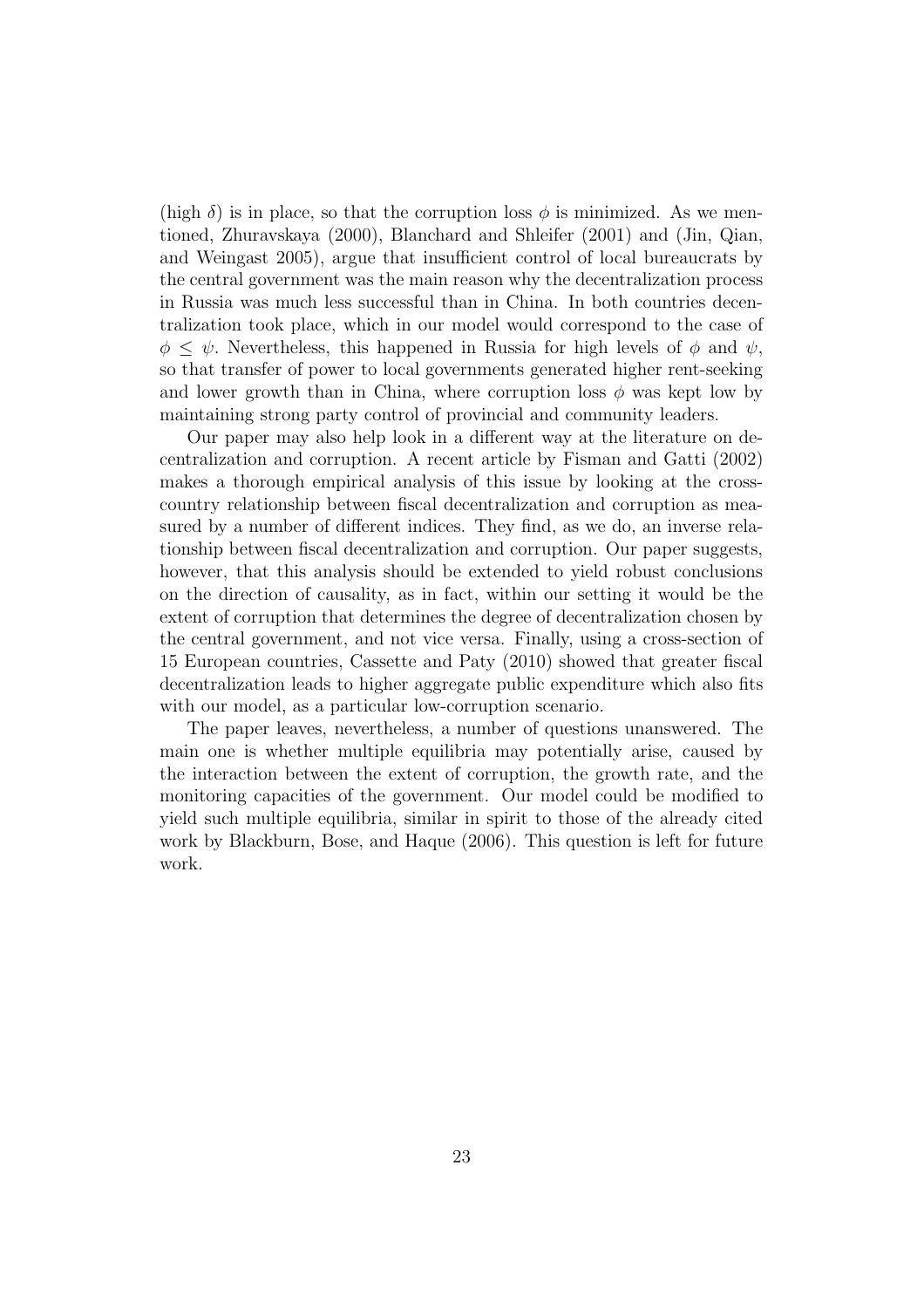(high $\delta$) is in place, so that the corruption loss $\phi$ is minimized. As we mentioned, Zhuravskaya (2000), Blanchard and Shleifer (2001) and (Jin, Qian, and Weingast 2005), argue that insufficient control of local bureaucrats by the central government was the main reason why the decentralization process in Russia was much less successful than in China. In both countries decentralization took place, which in our model would correspond to the case of $\phi \leq \psi$. Nevertheless, this happened in Russia for high levels of $\phi$ and $\psi$, so that transfer of power to local governments generated higher rent-seeking and lower growth than in China, where corruption loss $\phi$ was kept low by maintaining strong party control of provincial and community leaders.

Our paper may also help look in a different way at the literature on decentralization and corruption. A recent article by Fisman and Gatti (2002) makes a thorough empirical analysis of this issue by looking at the cross-country relationship between fiscal decentralization and corruption as measured by a number of different indices. They find, as we do, an inverse relationship between fiscal decentralization and corruption. Our paper suggests, however, that this analysis should be extended to yield robust conclusions on the direction of causality, as in fact, within our setting it would be the extent of corruption that determines the degree of decentralization chosen by the central government, and not vice versa. Finally, using a cross-section of 15 European countries, Cassette and Paty (2010) showed that greater fiscal decentralization leads to higher aggregate public expenditure which also fits with our model, as a particular low-corruption scenario.

The paper leaves, nevertheless, a number of questions unanswered. The main one is whether multiple equilibria may potentially arise, caused by the interaction between the extent of corruption, the growth rate, and the monitoring capacities of the government. Our model could be modified to yield such multiple equilibria, similar in spirit to those of the already cited work by Blackburn, Bose, and Haque (2006). This question is left for future work.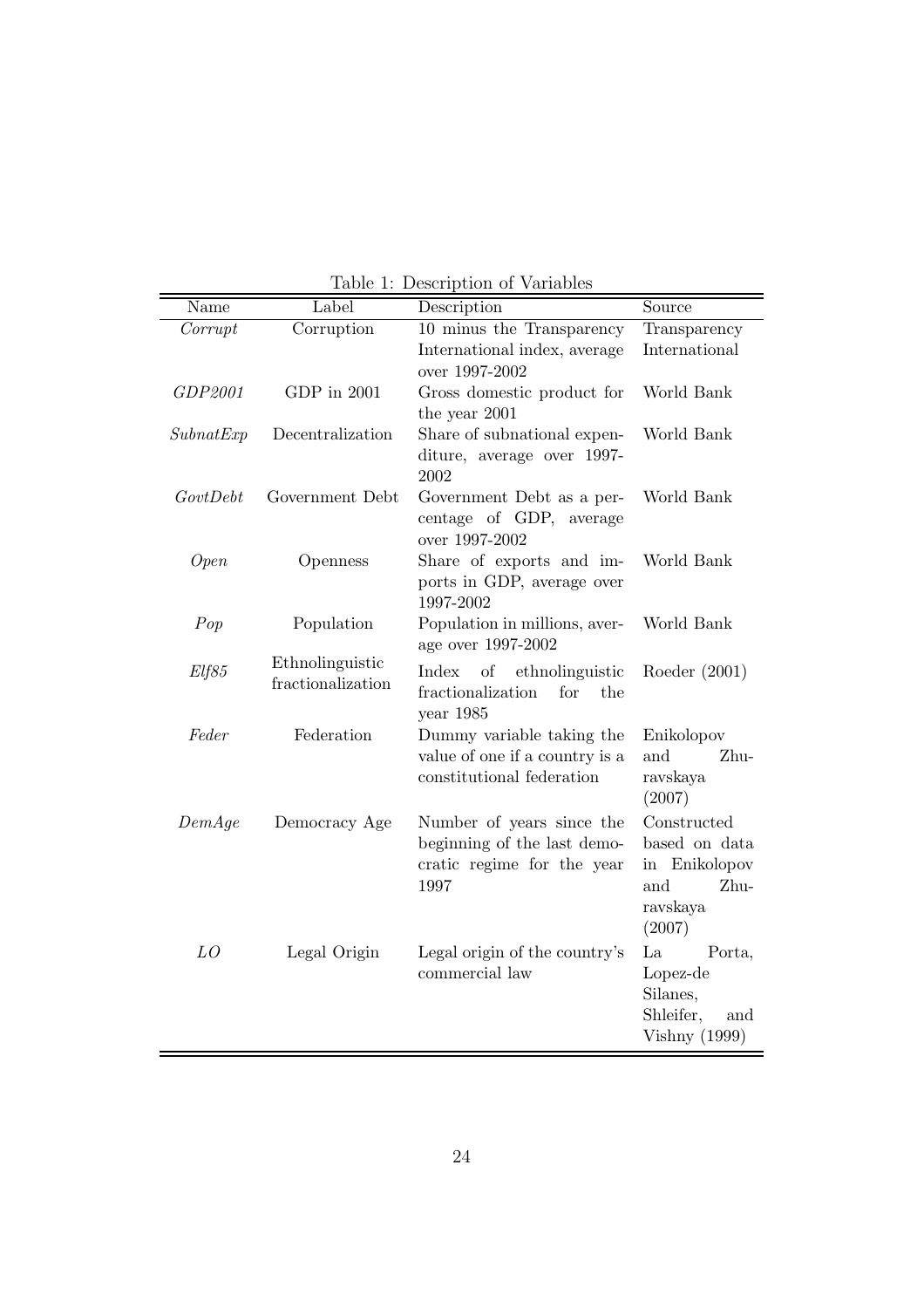Table 1: Description of Variables

| Name | Label | Description | Source |
|---|---|---|---|
| *Corrupt* | Corruption | 10 minus the Transparency International index, average over 1997-2002 | Transparency International |
| *GDP2001* | GDP in 2001 | Gross domestic product for the year 2001 | World Bank |
| *SubnatExp* | Decentralization | Share of subnational expenditure, average over 1997-2002 | World Bank |
| *GovtDebt* | Government Debt | Government Debt as a percentage of GDP, average over 1997-2002 | World Bank |
| *Open* | Openness | Share of exports and imports in GDP, average over 1997-2002 | World Bank |
| *Pop* | Population | Population in millions, average over 1997-2002 | World Bank |
| *Elf85* | Ethnolinguistic fractionalization | Index of ethnolinguistic fractionalization for the year 1985 | Roeder (2001) |
| *Feder* | Federation | Dummy variable taking the value of one if a country is a constitutional federation | Enikolopov and Zhuravskaya (2007) |
| *DemAge* | Democracy Age | Number of years since the beginning of the last democratic regime for the year 1997 | Constructed based on data in Enikolopov and Zhuravskaya (2007) |
| *LO* | Legal Origin | Legal origin of the country's commercial law | La Porta, Lopez-de Silanes, Shleifer, and Vishny (1999) |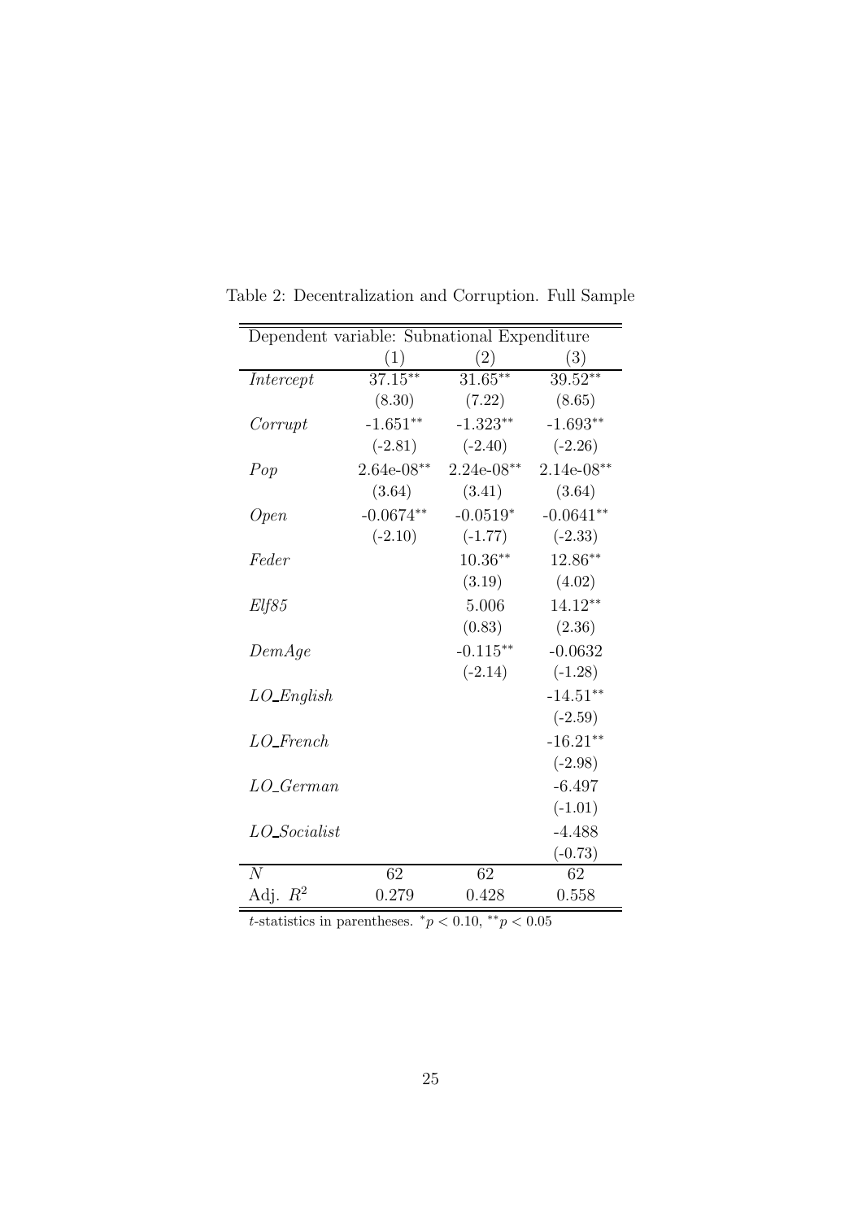Table 2: Decentralization and Corruption. Full Sample

| Dependent variable: Subnational Expenditure | | | |
|---|---|---|---|
| | (1) | (2) | (3) |
| *Intercept* | 37.15** | 31.65** | 39.52** |
| | (8.30) | (7.22) | (8.65) |
| *Corrupt* | -1.651** | -1.323** | -1.693** |
| | (-2.81) | (-2.40) | (-2.26) |
| *Pop* | 2.64e-08** | 2.24e-08** | 2.14e-08** |
| | (3.64) | (3.41) | (3.64) |
| *Open* | -0.0674** | -0.0519* | -0.0641** |
| | (-2.10) | (-1.77) | (-2.33) |
| *Feder* | | 10.36** | 12.86** |
| | | (3.19) | (4.02) |
| *Elf85* | | 5.006 | 14.12** |
| | | (0.83) | (2.36) |
| *DemAge* | | -0.115** | -0.0632 |
| | | (-2.14) | (-1.28) |
| *LO_English* | | | -14.51** |
| | | | (-2.59) |
| *LO_French* | | | -16.21** |
| | | | (-2.98) |
| *LO_German* | | | -6.497 |
| | | | (-1.01) |
| *LO_Socialist* | | | -4.488 |
| | | | (-0.73) |
| $N$ | 62 | 62 | 62 |
| Adj. $R^2$ | 0.279 | 0.428 | 0.558 |

$t$-statistics in parentheses. $^{*}p < 0.10$, $^{**}p < 0.05$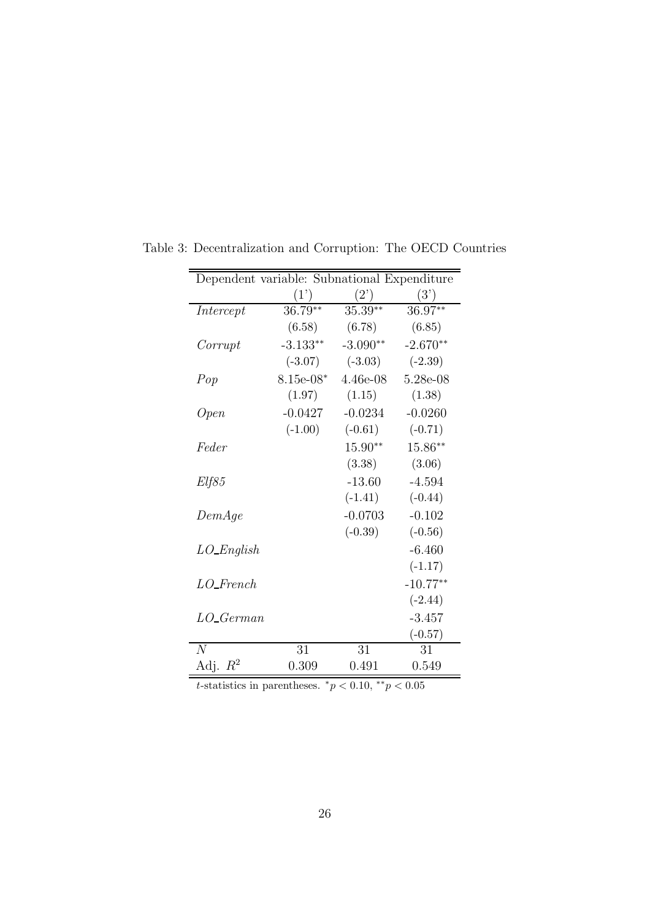Table 3: Decentralization and Corruption: The OECD Countries

| Dependent variable: Subnational Expenditure | | | |
|---|---|---|---|
| | (1') | (2') | (3') |
| *Intercept* | 36.79** | 35.39** | 36.97** |
| | (6.58) | (6.78) | (6.85) |
| *Corrupt* | -3.133** | -3.090** | -2.670** |
| | (-3.07) | (-3.03) | (-2.39) |
| *Pop* | 8.15e-08* | 4.46e-08 | 5.28e-08 |
| | (1.97) | (1.15) | (1.38) |
| *Open* | -0.0427 | -0.0234 | -0.0260 |
| | (-1.00) | (-0.61) | (-0.71) |
| *Feder* | | 15.90** | 15.86** |
| | | (3.38) | (3.06) |
| *Elf85* | | -13.60 | -4.594 |
| | | (-1.41) | (-0.44) |
| *DemAge* | | -0.0703 | -0.102 |
| | | (-0.39) | (-0.56) |
| *LO_English* | | | -6.460 |
| | | | (-1.17) |
| *LO_French* | | | -10.77** |
| | | | (-2.44) |
| *LO_German* | | | -3.457 |
| | | | (-0.57) |
| $N$ | 31 | 31 | 31 |
| Adj. $R^2$ | 0.309 | 0.491 | 0.549 |

$t$-statistics in parentheses. $^{*}p < 0.10$, $^{**}p < 0.05$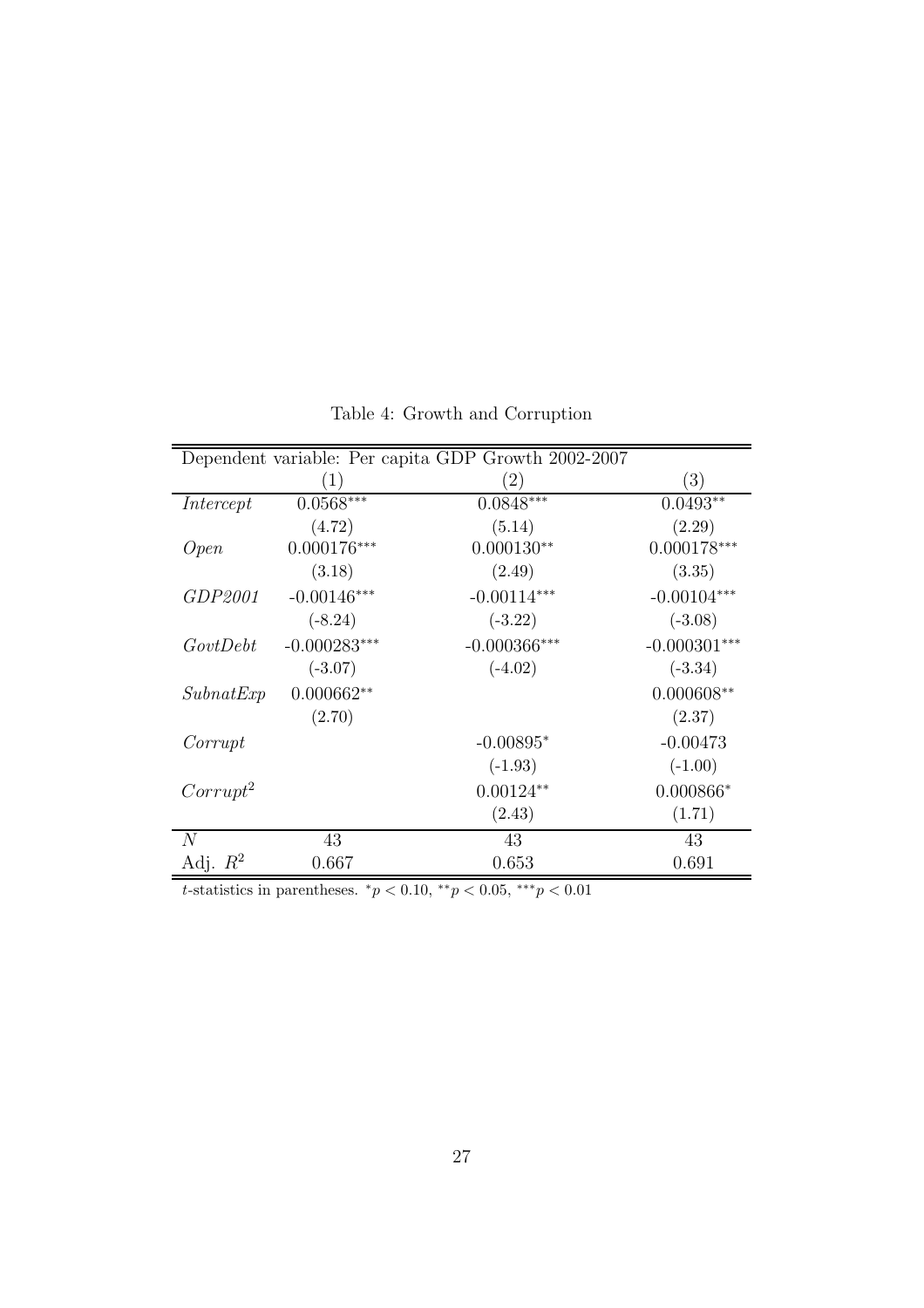Table 4: Growth and Corruption

| Dependent variable: Per capita GDP Growth 2002-2007 | | | |
|---|---|---|---|
| | (1) | (2) | (3) |
| *Intercept* | 0.0568*** | 0.0848*** | 0.0493** |
| | (4.72) | (5.14) | (2.29) |
| *Open* | 0.000176*** | 0.000130** | 0.000178*** |
| | (3.18) | (2.49) | (3.35) |
| *GDP2001* | -0.00146*** | -0.00114*** | -0.00104*** |
| | (-8.24) | (-3.22) | (-3.08) |
| *GovtDebt* | -0.000283*** | -0.000366*** | -0.000301*** |
| | (-3.07) | (-4.02) | (-3.34) |
| *SubnatExp* | 0.000662** | | 0.000608** |
| | (2.70) | | (2.37) |
| *Corrupt* | | -0.00895* | -0.00473 |
| | | (-1.93) | (-1.00) |
| $Corrupt^2$ | | 0.00124** | 0.000866* |
| | | (2.43) | (1.71) |
| $N$ | 43 | 43 | 43 |
| Adj. $R^2$ | 0.667 | 0.653 | 0.691 |

$t$-statistics in parentheses. $^{*}p < 0.10$, $^{**}p < 0.05$, $^{***}p < 0.01$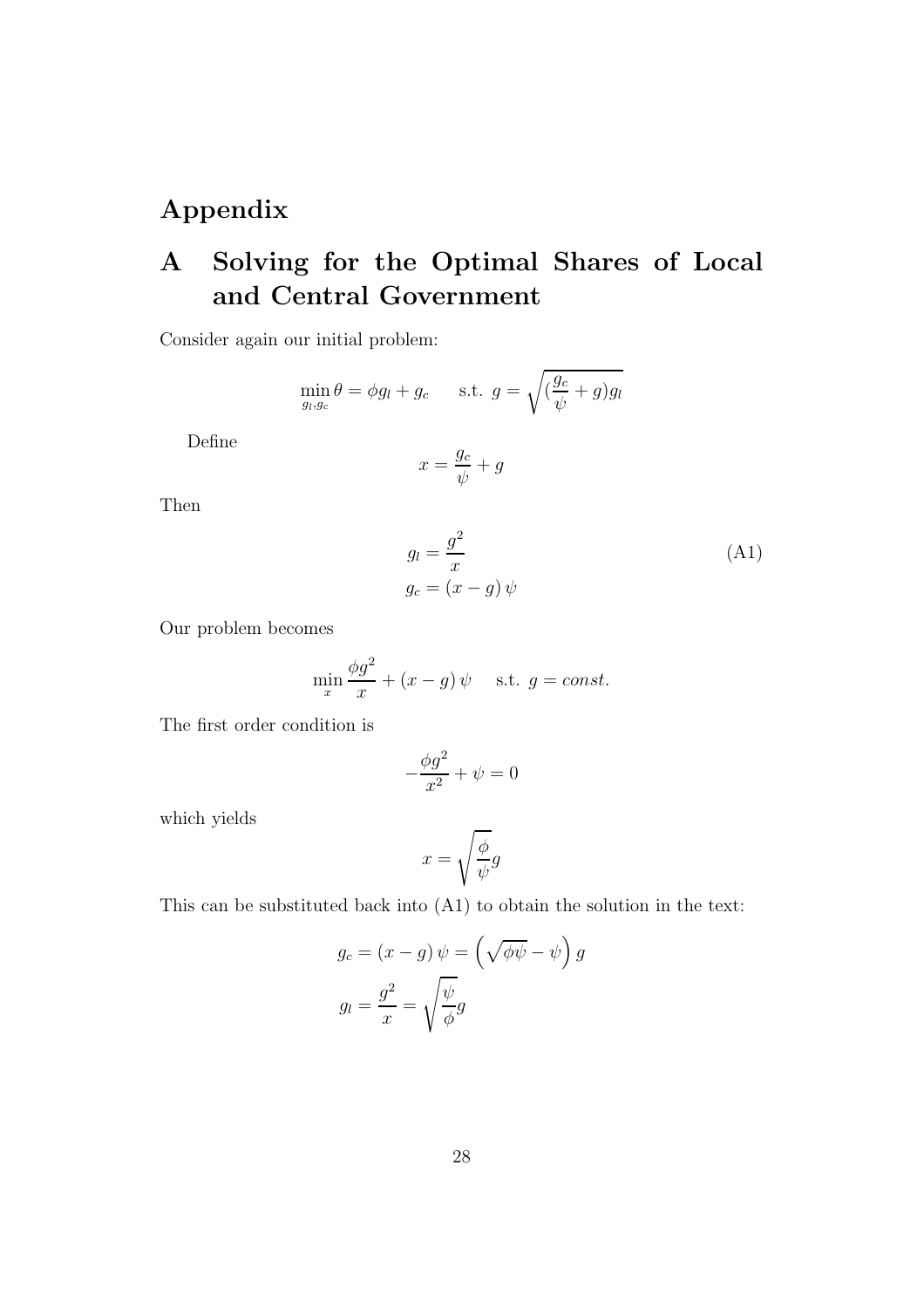# Appendix

## A Solving for the Optimal Shares of Local and Central Government

Consider again our initial problem:

$$\min_{g_l, g_c} \theta = \phi g_l + g_c \qquad \text{s.t. } g = \sqrt{(\frac{g_c}{\psi} + g) g_l}$$

Define

$$x = \frac{g_c}{\psi} + g$$

Then

$$\begin{aligned} g_l &= \frac{g^2}{x} \\ g_c &= (x - g)\,\psi \end{aligned} \tag{A1}$$

Our problem becomes

$$\min_{x} \frac{\phi g^2}{x} + (x - g)\,\psi \quad \text{ s.t. } g = const.$$

The first order condition is

$$-\frac{\phi g^2}{x^2} + \psi = 0$$

which yields

$$x = \sqrt{\frac{\phi}{\psi}} g$$

This can be substituted back into (A1) to obtain the solution in the text:

$$\begin{aligned} g_c &= (x - g)\,\psi = \left(\sqrt{\phi\psi} - \psi\right) g \\ g_l &= \frac{g^2}{x} = \sqrt{\frac{\psi}{\phi}} g \end{aligned}$$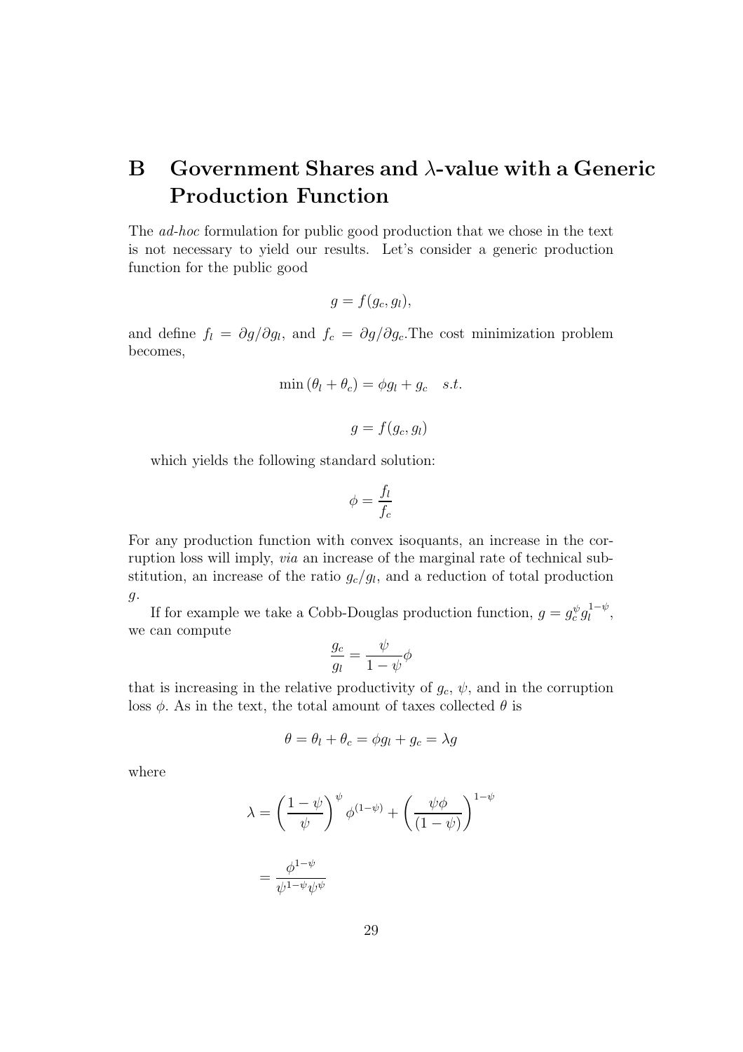# B Government Shares and $\lambda$-value with a Generic Production Function

The *ad-hoc* formulation for public good production that we chose in the text is not necessary to yield our results. Let's consider a generic production function for the public good

$$g = f(g_c, g_l),$$

and define $f_l = \partial g / \partial g_l$, and $f_c = \partial g / \partial g_c$.The cost minimization problem becomes,

$$\min (\theta_l + \theta_c) = \phi g_l + g_c \quad s.t.$$

$$g = f(g_c, g_l)$$

which yields the following standard solution:

$$\phi = \frac{f_l}{f_c}$$

For any production function with convex isoquants, an increase in the corruption loss will imply, *via* an increase of the marginal rate of technical substitution, an increase of the ratio $g_c/g_l$, and a reduction of total production $g$.

If for example we take a Cobb-Douglas production function, $g = g_c^{\psi} g_l^{1-\psi}$, we can compute

$$\frac{g_c}{g_l} = \frac{\psi}{1-\psi} \phi$$

that is increasing in the relative productivity of $g_c$, $\psi$, and in the corruption loss $\phi$. As in the text, the total amount of taxes collected $\theta$ is

$$\theta = \theta_l + \theta_c = \phi g_l + g_c = \lambda g$$

where

$$\lambda = \left( \frac{1-\psi}{\psi} \right)^{\psi} \phi^{(1-\psi)} + \left( \frac{\psi \phi}{(1-\psi)} \right)^{1-\psi}$$

$$= \frac{\phi^{1-\psi}}{\psi^{1-\psi} \psi^{\psi}}$$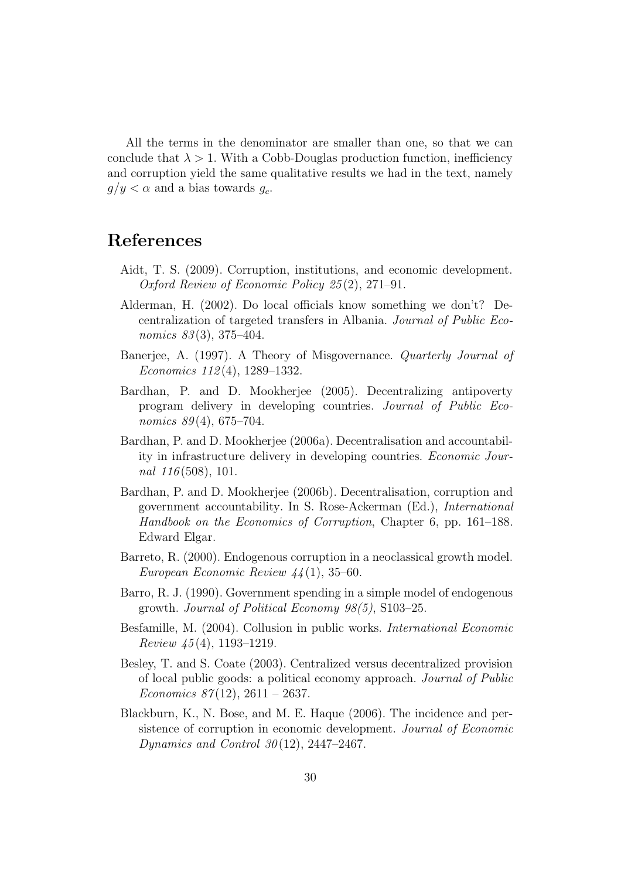All the terms in the denominator are smaller than one, so that we can conclude that $\lambda > 1$. With a Cobb-Douglas production function, inefficiency and corruption yield the same qualitative results we had in the text, namely $g/y < \alpha$ and a bias towards $g_c$.

# References

- Aidt, T. S. (2009). Corruption, institutions, and economic development. *Oxford Review of Economic Policy 25*(2), 271–91.
- Alderman, H. (2002). Do local officials know something we don't? Decentralization of targeted transfers in Albania. *Journal of Public Economics 83*(3), 375–404.
- Banerjee, A. (1997). A Theory of Misgovernance. *Quarterly Journal of Economics 112*(4), 1289–1332.
- Bardhan, P. and D. Mookherjee (2005). Decentralizing antipoverty program delivery in developing countries. *Journal of Public Economics 89*(4), 675–704.
- Bardhan, P. and D. Mookherjee (2006a). Decentralisation and accountability in infrastructure delivery in developing countries. *Economic Journal 116*(508), 101.
- Bardhan, P. and D. Mookherjee (2006b). Decentralisation, corruption and government accountability. In S. Rose-Ackerman (Ed.), *International Handbook on the Economics of Corruption*, Chapter 6, pp. 161–188. Edward Elgar.
- Barreto, R. (2000). Endogenous corruption in a neoclassical growth model. *European Economic Review 44*(1), 35–60.
- Barro, R. J. (1990). Government spending in a simple model of endogenous growth. *Journal of Political Economy 98(5)*, S103–25.
- Besfamille, M. (2004). Collusion in public works. *International Economic Review 45*(4), 1193–1219.
- Besley, T. and S. Coate (2003). Centralized versus decentralized provision of local public goods: a political economy approach. *Journal of Public Economics 87*(12), 2611 – 2637.
- Blackburn, K., N. Bose, and M. E. Haque (2006). The incidence and persistence of corruption in economic development. *Journal of Economic Dynamics and Control 30*(12), 2447–2467.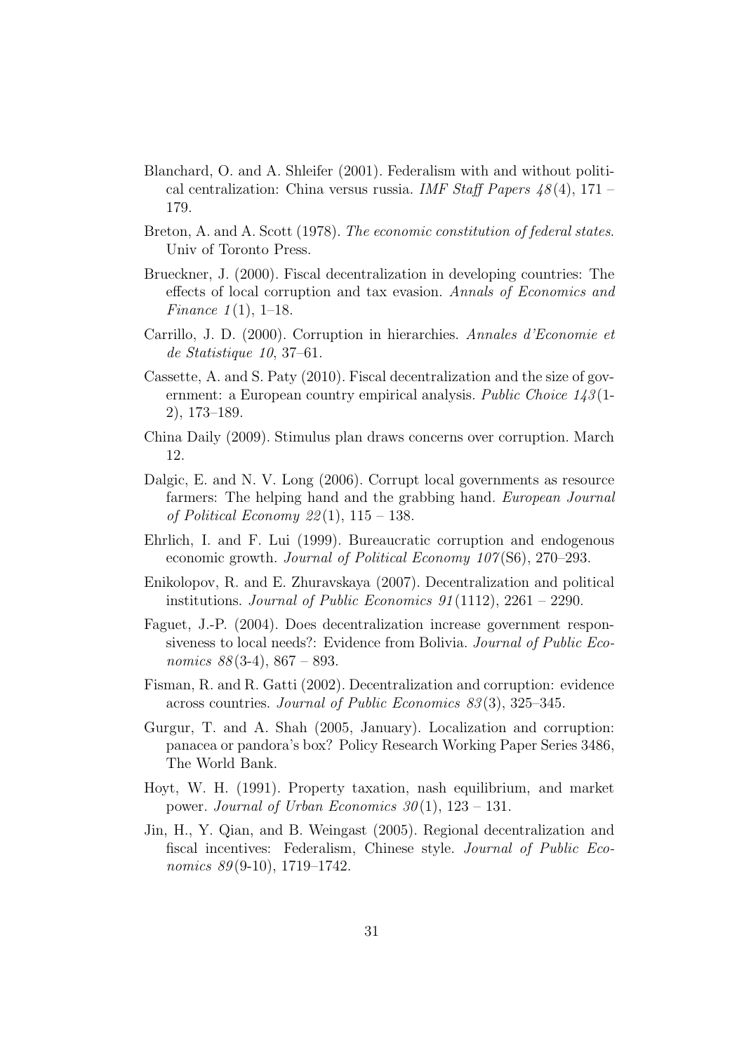Blanchard, O. and A. Shleifer (2001). Federalism with and without political centralization: China versus russia. *IMF Staff Papers 48*(4), 171 – 179.

Breton, A. and A. Scott (1978). *The economic constitution of federal states*. Univ of Toronto Press.

Brueckner, J. (2000). Fiscal decentralization in developing countries: The effects of local corruption and tax evasion. *Annals of Economics and Finance 1*(1), 1–18.

Carrillo, J. D. (2000). Corruption in hierarchies. *Annales d'Economie et de Statistique 10*, 37–61.

Cassette, A. and S. Paty (2010). Fiscal decentralization and the size of government: a European country empirical analysis. *Public Choice 143*(1-2), 173–189.

China Daily (2009). Stimulus plan draws concerns over corruption. March 12.

Dalgic, E. and N. V. Long (2006). Corrupt local governments as resource farmers: The helping hand and the grabbing hand. *European Journal of Political Economy 22*(1), 115 – 138.

Ehrlich, I. and F. Lui (1999). Bureaucratic corruption and endogenous economic growth. *Journal of Political Economy 107*(S6), 270–293.

Enikolopov, R. and E. Zhuravskaya (2007). Decentralization and political institutions. *Journal of Public Economics 91*(1112), 2261 – 2290.

Faguet, J.-P. (2004). Does decentralization increase government responsiveness to local needs?: Evidence from Bolivia. *Journal of Public Economics 88*(3-4), 867 – 893.

Fisman, R. and R. Gatti (2002). Decentralization and corruption: evidence across countries. *Journal of Public Economics 83*(3), 325–345.

Gurgur, T. and A. Shah (2005, January). Localization and corruption: panacea or pandora's box? Policy Research Working Paper Series 3486, The World Bank.

Hoyt, W. H. (1991). Property taxation, nash equilibrium, and market power. *Journal of Urban Economics 30*(1), 123 – 131.

Jin, H., Y. Qian, and B. Weingast (2005). Regional decentralization and fiscal incentives: Federalism, Chinese style. *Journal of Public Economics 89*(9-10), 1719–1742.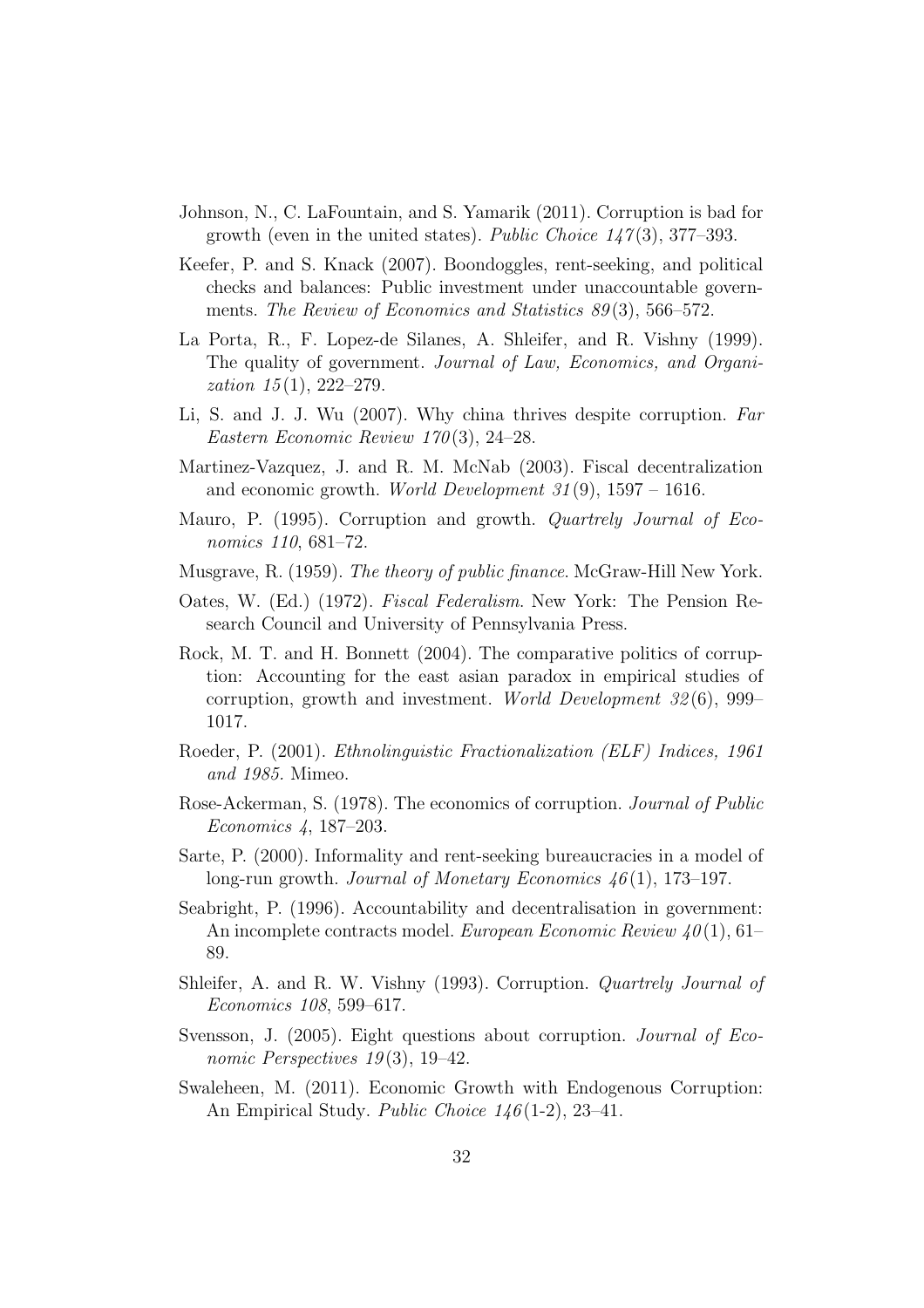Johnson, N., C. LaFountain, and S. Yamarik (2011). Corruption is bad for growth (even in the united states). *Public Choice 147*(3), 377–393.

Keefer, P. and S. Knack (2007). Boondoggles, rent-seeking, and political checks and balances: Public investment under unaccountable governments. *The Review of Economics and Statistics 89*(3), 566–572.

La Porta, R., F. Lopez-de Silanes, A. Shleifer, and R. Vishny (1999). The quality of government. *Journal of Law, Economics, and Organization 15*(1), 222–279.

Li, S. and J. J. Wu (2007). Why china thrives despite corruption. *Far Eastern Economic Review 170*(3), 24–28.

Martinez-Vazquez, J. and R. M. McNab (2003). Fiscal decentralization and economic growth. *World Development 31*(9), 1597 – 1616.

Mauro, P. (1995). Corruption and growth. *Quartrely Journal of Economics 110*, 681–72.

Musgrave, R. (1959). *The theory of public finance*. McGraw-Hill New York.

Oates, W. (Ed.) (1972). *Fiscal Federalism*. New York: The Pension Research Council and University of Pennsylvania Press.

Rock, M. T. and H. Bonnett (2004). The comparative politics of corruption: Accounting for the east asian paradox in empirical studies of corruption, growth and investment. *World Development 32*(6), 999–1017.

Roeder, P. (2001). *Ethnolinguistic Fractionalization (ELF) Indices, 1961 and 1985.* Mimeo.

Rose-Ackerman, S. (1978). The economics of corruption. *Journal of Public Economics 4*, 187–203.

Sarte, P. (2000). Informality and rent-seeking bureaucracies in a model of long-run growth. *Journal of Monetary Economics 46*(1), 173–197.

Seabright, P. (1996). Accountability and decentralisation in government: An incomplete contracts model. *European Economic Review 40*(1), 61–89.

Shleifer, A. and R. W. Vishny (1993). Corruption. *Quartrely Journal of Economics 108*, 599–617.

Svensson, J. (2005). Eight questions about corruption. *Journal of Economic Perspectives 19*(3), 19–42.

Swaleheen, M. (2011). Economic Growth with Endogenous Corruption: An Empirical Study. *Public Choice 146*(1-2), 23–41.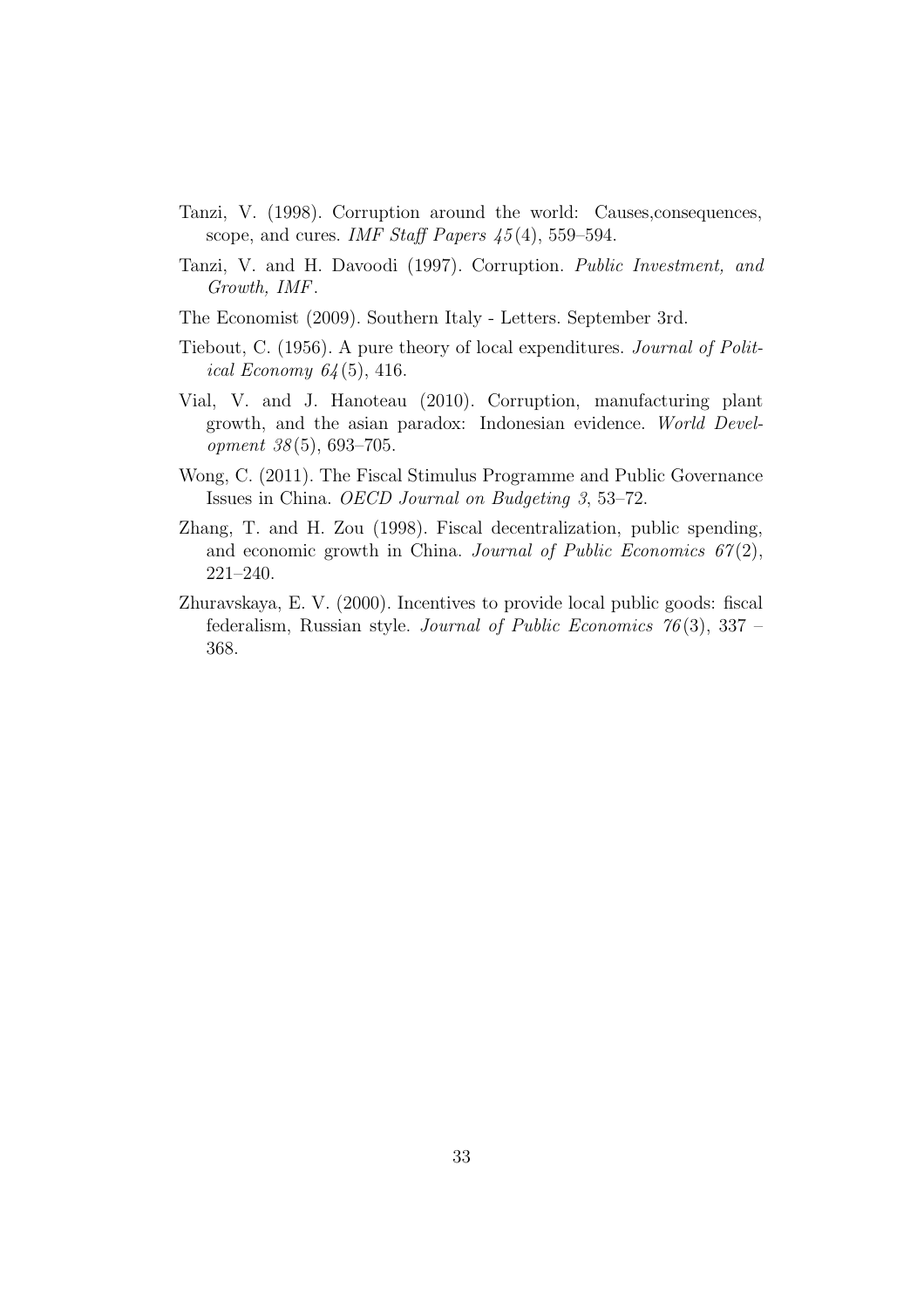Tanzi, V. (1998). Corruption around the world: Causes,consequences, scope, and cures. *IMF Staff Papers 45*(4), 559–594.

Tanzi, V. and H. Davoodi (1997). Corruption. *Public Investment, and Growth, IMF*.

The Economist (2009). Southern Italy - Letters. September 3rd.

Tiebout, C. (1956). A pure theory of local expenditures. *Journal of Political Economy 64*(5), 416.

Vial, V. and J. Hanoteau (2010). Corruption, manufacturing plant growth, and the asian paradox: Indonesian evidence. *World Development 38*(5), 693–705.

Wong, C. (2011). The Fiscal Stimulus Programme and Public Governance Issues in China. *OECD Journal on Budgeting 3*, 53–72.

Zhang, T. and H. Zou (1998). Fiscal decentralization, public spending, and economic growth in China. *Journal of Public Economics 67*(2), 221–240.

Zhuravskaya, E. V. (2000). Incentives to provide local public goods: fiscal federalism, Russian style. *Journal of Public Economics 76*(3), 337 – 368.